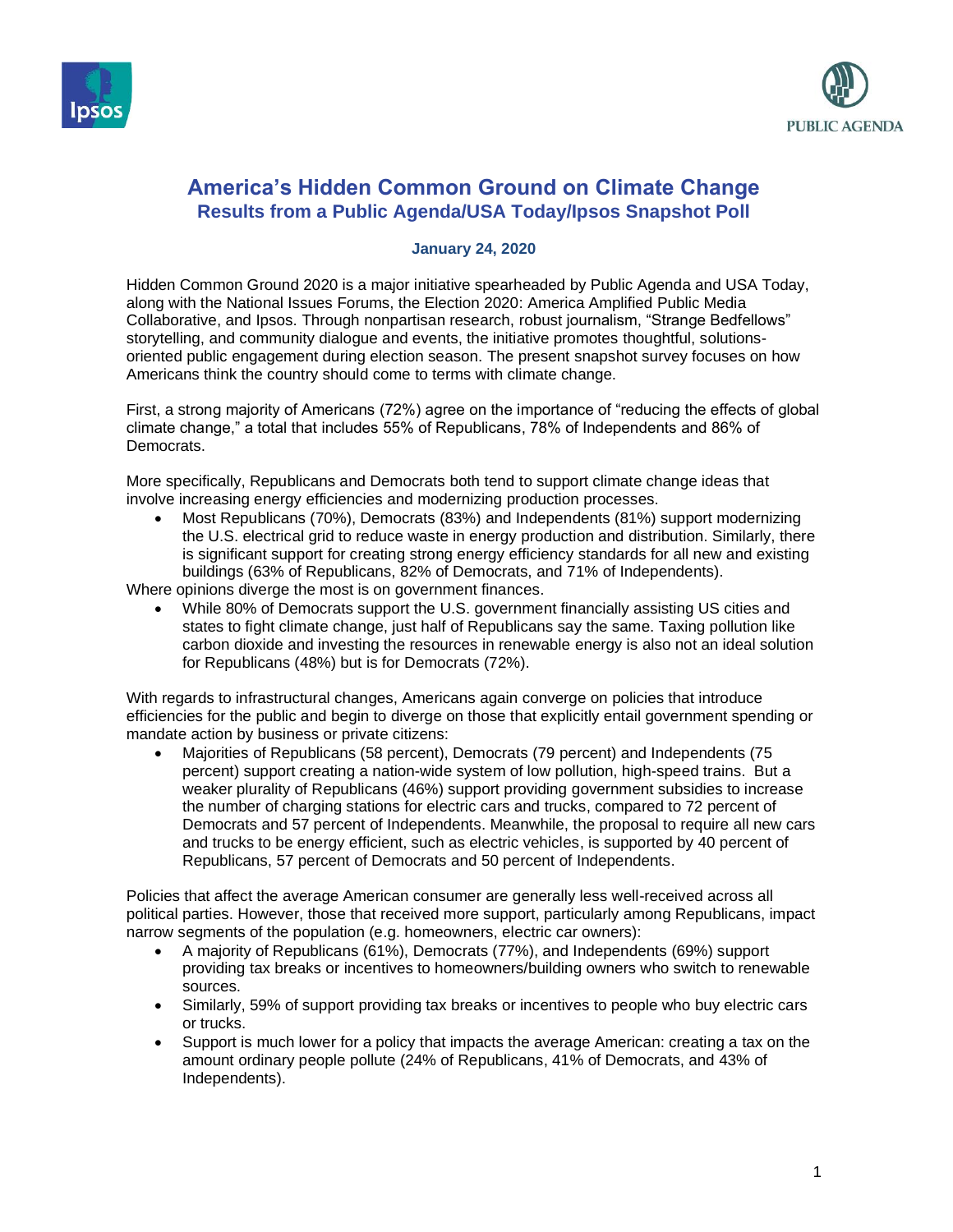# America's Hidden Common Ground on Climate Change

## Results from a Public Agenda/USA Today/Ipsos Snapshot Poll

**January 24, 2020**

Hidden Common Ground 2020 is a major initiative spearheaded by Public Agenda and USA Today, along with the National Issues Forums, the Election 2020: America Amplified Public Media Collaborative, and Ipsos. Through nonpartisan research, robust journalism, "Strange Bedfellows" storytelling, and community dialogue and events, the initiative promotes thoughtful, solutions-oriented public engagement during election season. The present snapshot survey focuses on how Americans think the country should come to terms with climate change.

First, a strong majority of Americans (72%) agree on the importance of "reducing the effects of global climate change," a total that includes 55% of Republicans, 78% of Independents and 86% of Democrats.

More specifically, Republicans and Democrats both tend to support climate change ideas that involve increasing energy efficiencies and modernizing production processes.

- Most Republicans (70%), Democrats (83%) and Independents (81%) support modernizing the U.S. electrical grid to reduce waste in energy production and distribution. Similarly, there is significant support for creating strong energy efficiency standards for all new and existing buildings (63% of Republicans, 82% of Democrats, and 71% of Independents).

Where opinions diverge the most is on government finances.

- While 80% of Democrats support the U.S. government financially assisting US cities and states to fight climate change, just half of Republicans say the same. Taxing pollution like carbon dioxide and investing the resources in renewable energy is also not an ideal solution for Republicans (48%) but is for Democrats (72%).

With regards to infrastructural changes, Americans again converge on policies that introduce efficiencies for the public and begin to diverge on those that explicitly entail government spending or mandate action by business or private citizens:

- Majorities of Republicans (58 percent), Democrats (79 percent) and Independents (75 percent) support creating a nation-wide system of low pollution, high-speed trains. But a weaker plurality of Republicans (46%) support providing government subsidies to increase the number of charging stations for electric cars and trucks, compared to 72 percent of Democrats and 57 percent of Independents. Meanwhile, the proposal to require all new cars and trucks to be energy efficient, such as electric vehicles, is supported by 40 percent of Republicans, 57 percent of Democrats and 50 percent of Independents.

Policies that affect the average American consumer are generally less well-received across all political parties. However, those that received more support, particularly among Republicans, impact narrow segments of the population (e.g. homeowners, electric car owners):

- A majority of Republicans (61%), Democrats (77%), and Independents (69%) support providing tax breaks or incentives to homeowners/building owners who switch to renewable sources.
- Similarly, 59% of support providing tax breaks or incentives to people who buy electric cars or trucks.
- Support is much lower for a policy that impacts the average American: creating a tax on the amount ordinary people pollute (24% of Republicans, 41% of Democrats, and 43% of Independents).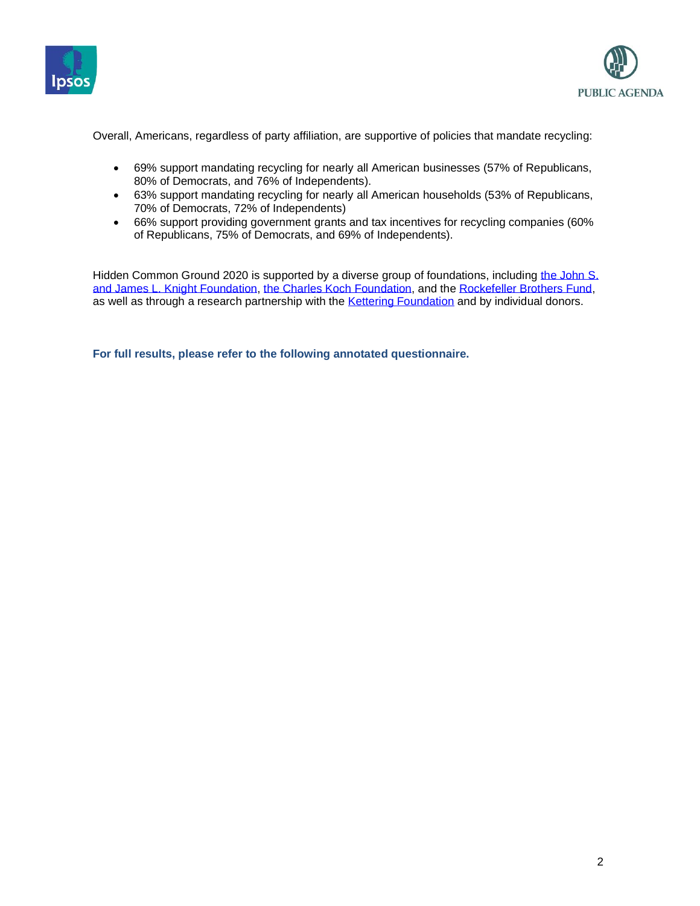Overall, Americans, regardless of party affiliation, are supportive of policies that mandate recycling:

- 69% support mandating recycling for nearly all American businesses (57% of Republicans, 80% of Democrats, and 76% of Independents).
- 63% support mandating recycling for nearly all American households (53% of Republicans, 70% of Democrats, 72% of Independents)
- 66% support providing government grants and tax incentives for recycling companies (60% of Republicans, 75% of Democrats, and 69% of Independents).

Hidden Common Ground 2020 is supported by a diverse group of foundations, including [the John S. and James L. Knight Foundation](), [the Charles Koch Foundation](), and the [Rockefeller Brothers Fund](), as well as through a research partnership with the [Kettering Foundation]() and by individual donors.

**For full results, please refer to the following annotated questionnaire.**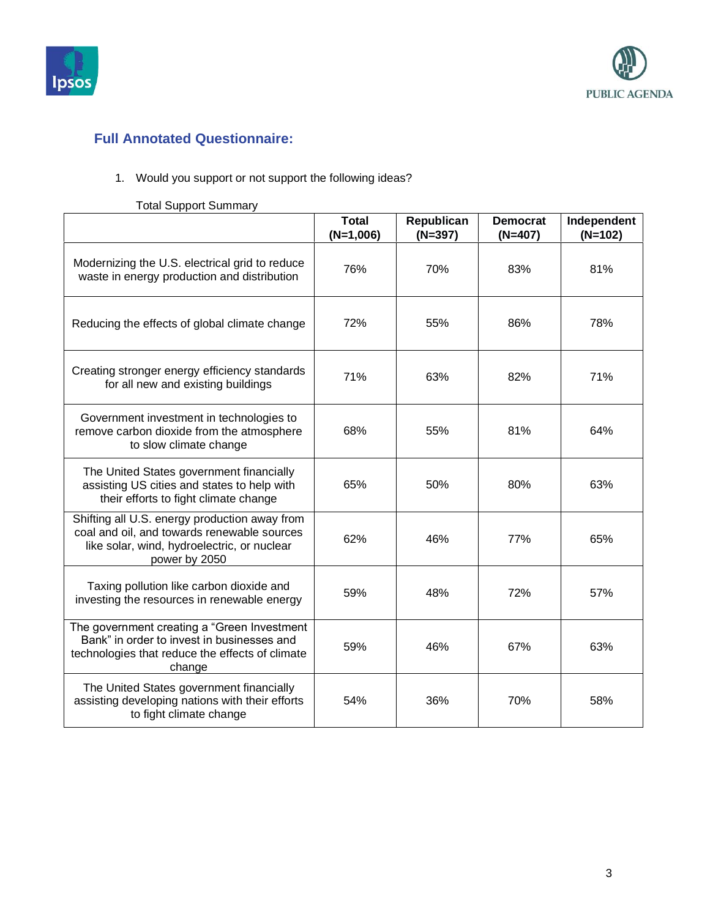## Full Annotated Questionnaire:

1. Would you support or not support the following ideas?

Total Support Summary

| | Total (N=1,006) | Republican (N=397) | Democrat (N=407) | Independent (N=102) |
|---|---|---|---|---|
| Modernizing the U.S. electrical grid to reduce waste in energy production and distribution | 76% | 70% | 83% | 81% |
| Reducing the effects of global climate change | 72% | 55% | 86% | 78% |
| Creating stronger energy efficiency standards for all new and existing buildings | 71% | 63% | 82% | 71% |
| Government investment in technologies to remove carbon dioxide from the atmosphere to slow climate change | 68% | 55% | 81% | 64% |
| The United States government financially assisting US cities and states to help with their efforts to fight climate change | 65% | 50% | 80% | 63% |
| Shifting all U.S. energy production away from coal and oil, and towards renewable sources like solar, wind, hydroelectric, or nuclear power by 2050 | 62% | 46% | 77% | 65% |
| Taxing pollution like carbon dioxide and investing the resources in renewable energy | 59% | 48% | 72% | 57% |
| The government creating a "Green Investment Bank" in order to invest in businesses and technologies that reduce the effects of climate change | 59% | 46% | 67% | 63% |
| The United States government financially assisting developing nations with their efforts to fight climate change | 54% | 36% | 70% | 58% |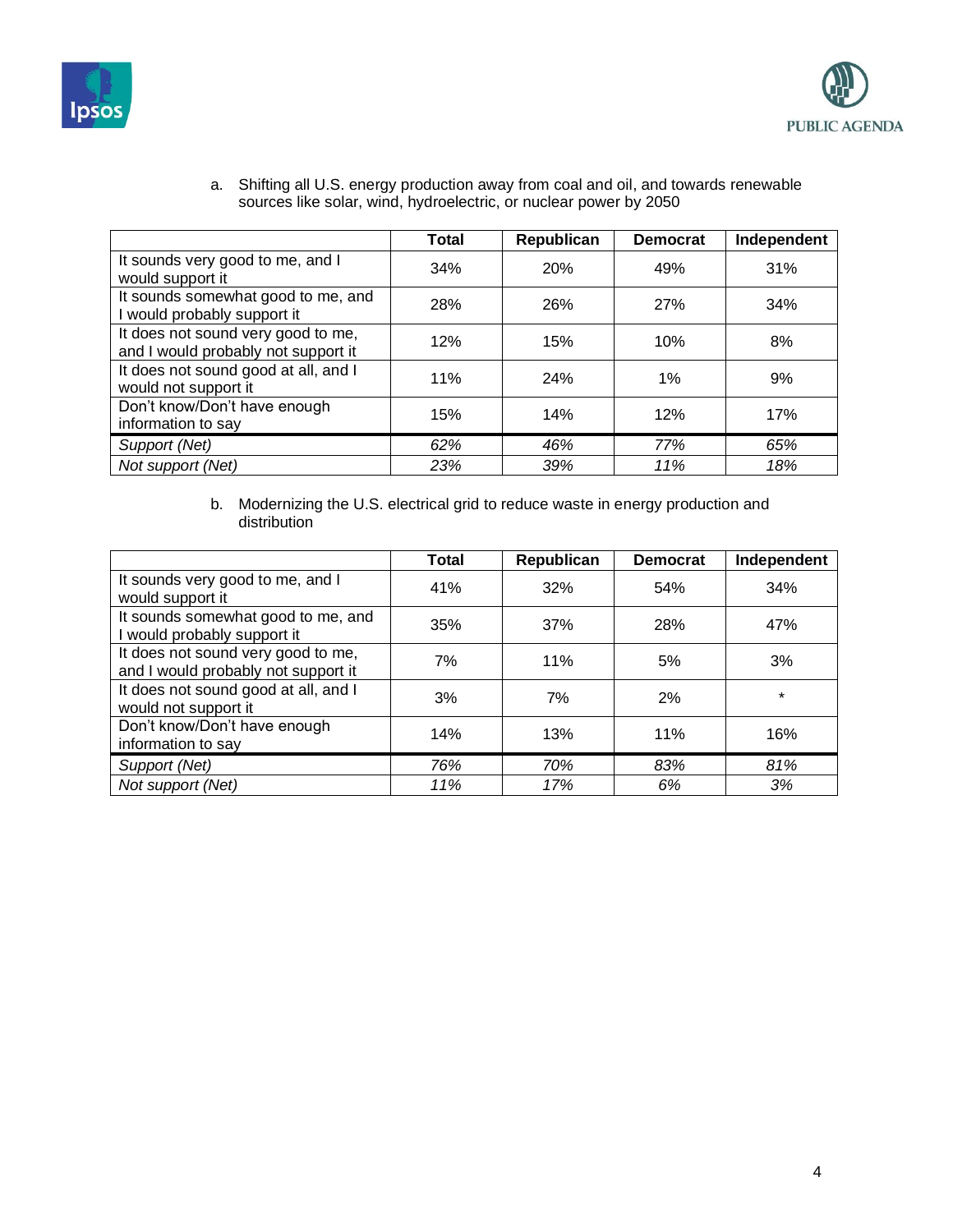a. Shifting all U.S. energy production away from coal and oil, and towards renewable sources like solar, wind, hydroelectric, or nuclear power by 2050

| | Total | Republican | Democrat | Independent |
|---|---|---|---|---|
| It sounds very good to me, and I would support it | 34% | 20% | 49% | 31% |
| It sounds somewhat good to me, and I would probably support it | 28% | 26% | 27% | 34% |
| It does not sound very good to me, and I would probably not support it | 12% | 15% | 10% | 8% |
| It does not sound good at all, and I would not support it | 11% | 24% | 1% | 9% |
| Don't know/Don't have enough information to say | 15% | 14% | 12% | 17% |
| *Support (Net)* | *62%* | *46%* | *77%* | *65%* |
| *Not support (Net)* | *23%* | *39%* | *11%* | *18%* |

b. Modernizing the U.S. electrical grid to reduce waste in energy production and distribution

| | Total | Republican | Democrat | Independent |
|---|---|---|---|---|
| It sounds very good to me, and I would support it | 41% | 32% | 54% | 34% |
| It sounds somewhat good to me, and I would probably support it | 35% | 37% | 28% | 47% |
| It does not sound very good to me, and I would probably not support it | 7% | 11% | 5% | 3% |
| It does not sound good at all, and I would not support it | 3% | 7% | 2% | * |
| Don't know/Don't have enough information to say | 14% | 13% | 11% | 16% |
| *Support (Net)* | *76%* | *70%* | *83%* | *81%* |
| *Not support (Net)* | *11%* | *17%* | *6%* | *3%* |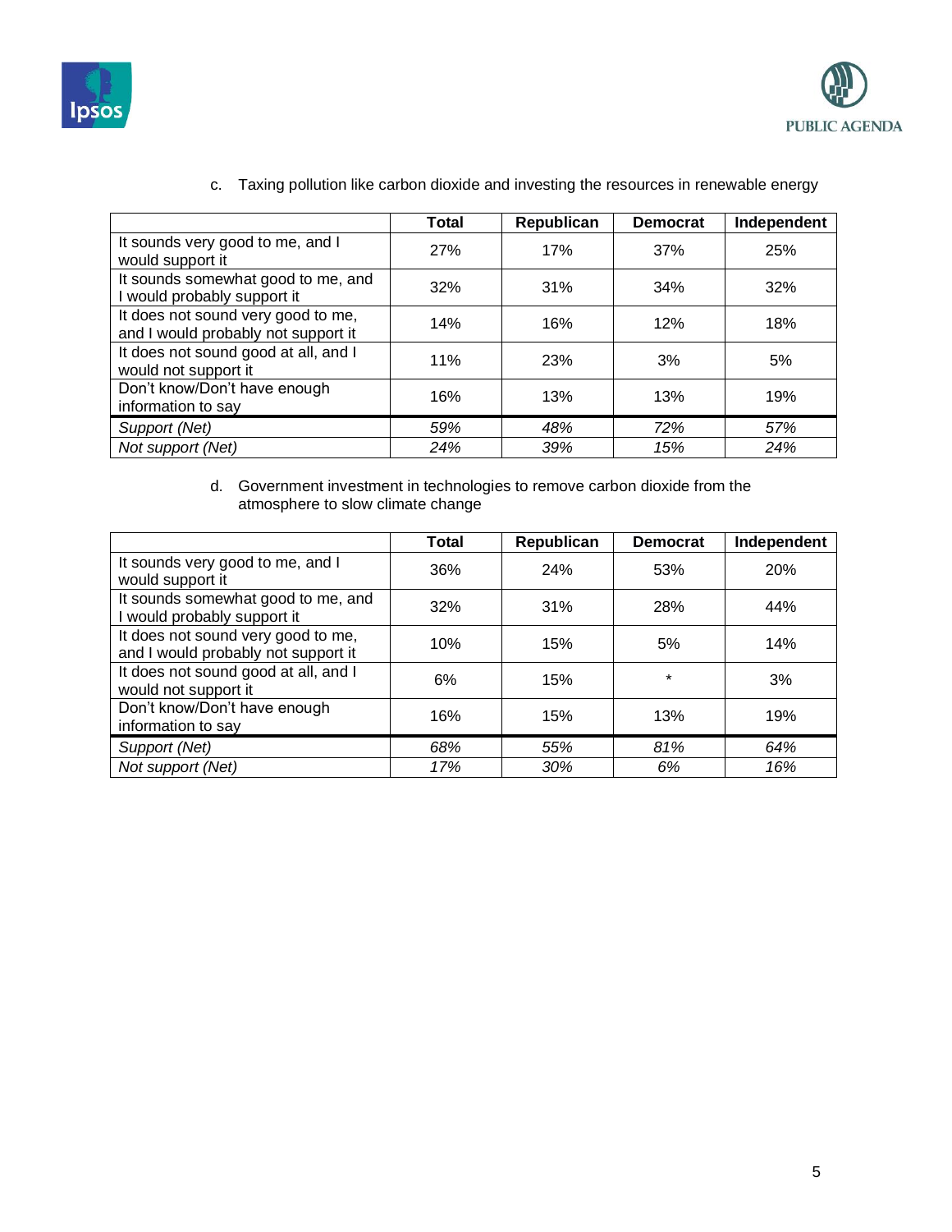c. Taxing pollution like carbon dioxide and investing the resources in renewable energy

| | Total | Republican | Democrat | Independent |
|---|---|---|---|---|
| It sounds very good to me, and I would support it | 27% | 17% | 37% | 25% |
| It sounds somewhat good to me, and I would probably support it | 32% | 31% | 34% | 32% |
| It does not sound very good to me, and I would probably not support it | 14% | 16% | 12% | 18% |
| It does not sound good at all, and I would not support it | 11% | 23% | 3% | 5% |
| Don't know/Don't have enough information to say | 16% | 13% | 13% | 19% |
| *Support (Net)* | *59%* | *48%* | *72%* | *57%* |
| *Not support (Net)* | *24%* | *39%* | *15%* | *24%* |

d. Government investment in technologies to remove carbon dioxide from the atmosphere to slow climate change

| | Total | Republican | Democrat | Independent |
|---|---|---|---|---|
| It sounds very good to me, and I would support it | 36% | 24% | 53% | 20% |
| It sounds somewhat good to me, and I would probably support it | 32% | 31% | 28% | 44% |
| It does not sound very good to me, and I would probably not support it | 10% | 15% | 5% | 14% |
| It does not sound good at all, and I would not support it | 6% | 15% | * | 3% |
| Don't know/Don't have enough information to say | 16% | 15% | 13% | 19% |
| *Support (Net)* | *68%* | *55%* | *81%* | *64%* |
| *Not support (Net)* | *17%* | *30%* | *6%* | *16%* |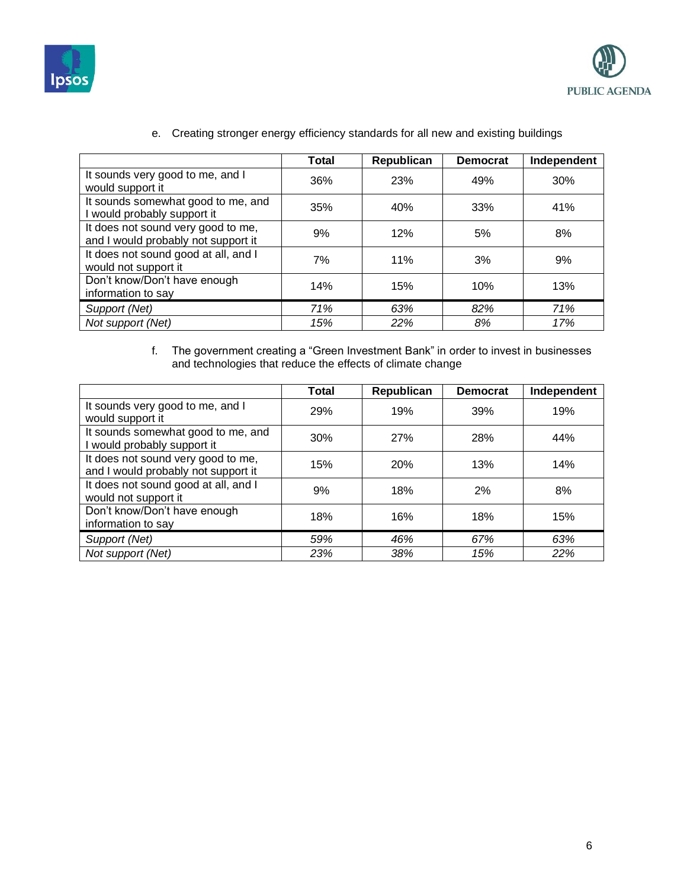e. Creating stronger energy efficiency standards for all new and existing buildings

| | Total | Republican | Democrat | Independent |
|---|---|---|---|---|
| It sounds very good to me, and I would support it | 36% | 23% | 49% | 30% |
| It sounds somewhat good to me, and I would probably support it | 35% | 40% | 33% | 41% |
| It does not sound very good to me, and I would probably not support it | 9% | 12% | 5% | 8% |
| It does not sound good at all, and I would not support it | 7% | 11% | 3% | 9% |
| Don't know/Don't have enough information to say | 14% | 15% | 10% | 13% |
| *Support (Net)* | *71%* | *63%* | *82%* | *71%* |
| *Not support (Net)* | *15%* | *22%* | *8%* | *17%* |

f. The government creating a "Green Investment Bank" in order to invest in businesses and technologies that reduce the effects of climate change

| | Total | Republican | Democrat | Independent |
|---|---|---|---|---|
| It sounds very good to me, and I would support it | 29% | 19% | 39% | 19% |
| It sounds somewhat good to me, and I would probably support it | 30% | 27% | 28% | 44% |
| It does not sound very good to me, and I would probably not support it | 15% | 20% | 13% | 14% |
| It does not sound good at all, and I would not support it | 9% | 18% | 2% | 8% |
| Don't know/Don't have enough information to say | 18% | 16% | 18% | 15% |
| *Support (Net)* | *59%* | *46%* | *67%* | *63%* |
| *Not support (Net)* | *23%* | *38%* | *15%* | *22%* |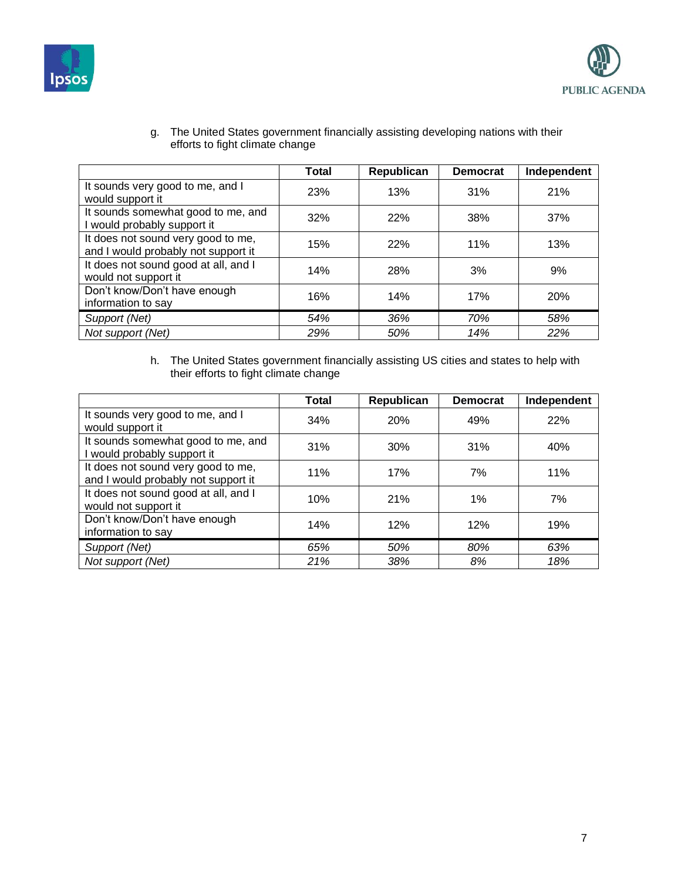g. The United States government financially assisting developing nations with their efforts to fight climate change

| | Total | Republican | Democrat | Independent |
|---|---|---|---|---|
| It sounds very good to me, and I would support it | 23% | 13% | 31% | 21% |
| It sounds somewhat good to me, and I would probably support it | 32% | 22% | 38% | 37% |
| It does not sound very good to me, and I would probably not support it | 15% | 22% | 11% | 13% |
| It does not sound good at all, and I would not support it | 14% | 28% | 3% | 9% |
| Don't know/Don't have enough information to say | 16% | 14% | 17% | 20% |
| *Support (Net)* | *54%* | *36%* | *70%* | *58%* |
| *Not support (Net)* | *29%* | *50%* | *14%* | *22%* |

h. The United States government financially assisting US cities and states to help with their efforts to fight climate change

| | Total | Republican | Democrat | Independent |
|---|---|---|---|---|
| It sounds very good to me, and I would support it | 34% | 20% | 49% | 22% |
| It sounds somewhat good to me, and I would probably support it | 31% | 30% | 31% | 40% |
| It does not sound very good to me, and I would probably not support it | 11% | 17% | 7% | 11% |
| It does not sound good at all, and I would not support it | 10% | 21% | 1% | 7% |
| Don't know/Don't have enough information to say | 14% | 12% | 12% | 19% |
| *Support (Net)* | *65%* | *50%* | *80%* | *63%* |
| *Not support (Net)* | *21%* | *38%* | *8%* | *18%* |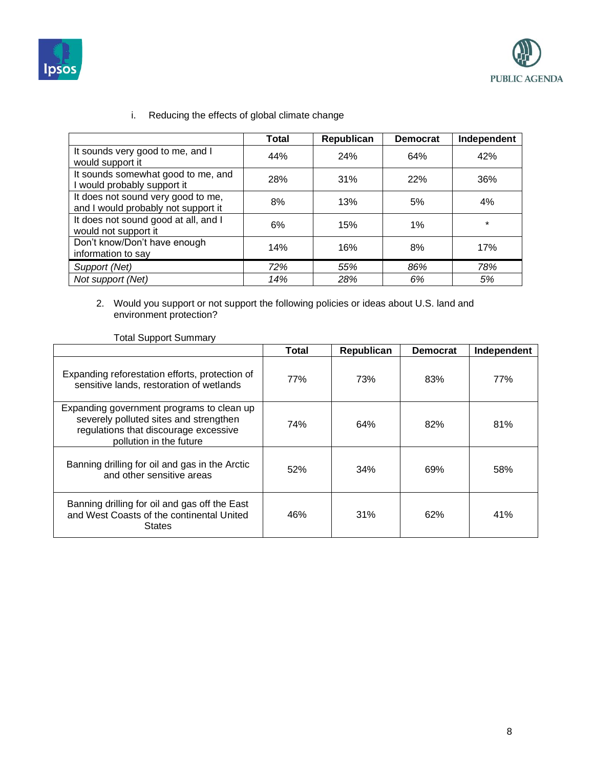i. Reducing the effects of global climate change

| | Total | Republican | Democrat | Independent |
|---|---|---|---|---|
| It sounds very good to me, and I would support it | 44% | 24% | 64% | 42% |
| It sounds somewhat good to me, and I would probably support it | 28% | 31% | 22% | 36% |
| It does not sound very good to me, and I would probably not support it | 8% | 13% | 5% | 4% |
| It does not sound good at all, and I would not support it | 6% | 15% | 1% | * |
| Don't know/Don't have enough information to say | 14% | 16% | 8% | 17% |
| *Support (Net)* | *72%* | *55%* | *86%* | *78%* |
| *Not support (Net)* | *14%* | *28%* | *6%* | *5%* |

2. Would you support or not support the following policies or ideas about U.S. land and environment protection?

Total Support Summary

| | Total | Republican | Democrat | Independent |
|---|---|---|---|---|
| Expanding reforestation efforts, protection of sensitive lands, restoration of wetlands | 77% | 73% | 83% | 77% |
| Expanding government programs to clean up severely polluted sites and strengthen regulations that discourage excessive pollution in the future | 74% | 64% | 82% | 81% |
| Banning drilling for oil and gas in the Arctic and other sensitive areas | 52% | 34% | 69% | 58% |
| Banning drilling for oil and gas off the East and West Coasts of the continental United States | 46% | 31% | 62% | 41% |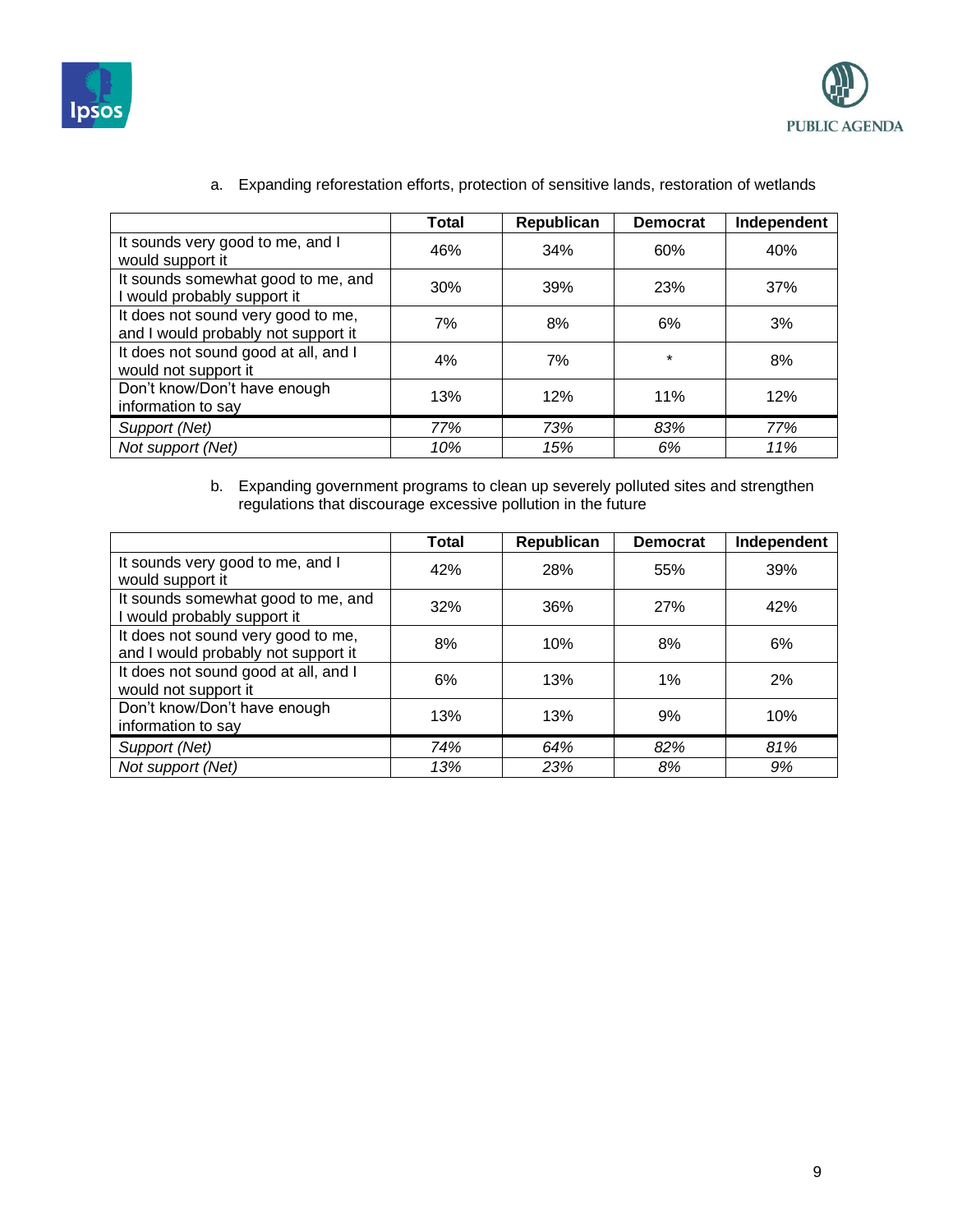a. Expanding reforestation efforts, protection of sensitive lands, restoration of wetlands

| | Total | Republican | Democrat | Independent |
|---|---|---|---|---|
| It sounds very good to me, and I would support it | 46% | 34% | 60% | 40% |
| It sounds somewhat good to me, and I would probably support it | 30% | 39% | 23% | 37% |
| It does not sound very good to me, and I would probably not support it | 7% | 8% | 6% | 3% |
| It does not sound good at all, and I would not support it | 4% | 7% | * | 8% |
| Don't know/Don't have enough information to say | 13% | 12% | 11% | 12% |
| *Support (Net)* | *77%* | *73%* | *83%* | *77%* |
| *Not support (Net)* | *10%* | *15%* | *6%* | *11%* |

b. Expanding government programs to clean up severely polluted sites and strengthen regulations that discourage excessive pollution in the future

| | Total | Republican | Democrat | Independent |
|---|---|---|---|---|
| It sounds very good to me, and I would support it | 42% | 28% | 55% | 39% |
| It sounds somewhat good to me, and I would probably support it | 32% | 36% | 27% | 42% |
| It does not sound very good to me, and I would probably not support it | 8% | 10% | 8% | 6% |
| It does not sound good at all, and I would not support it | 6% | 13% | 1% | 2% |
| Don't know/Don't have enough information to say | 13% | 13% | 9% | 10% |
| *Support (Net)* | *74%* | *64%* | *82%* | *81%* |
| *Not support (Net)* | *13%* | *23%* | *8%* | *9%* |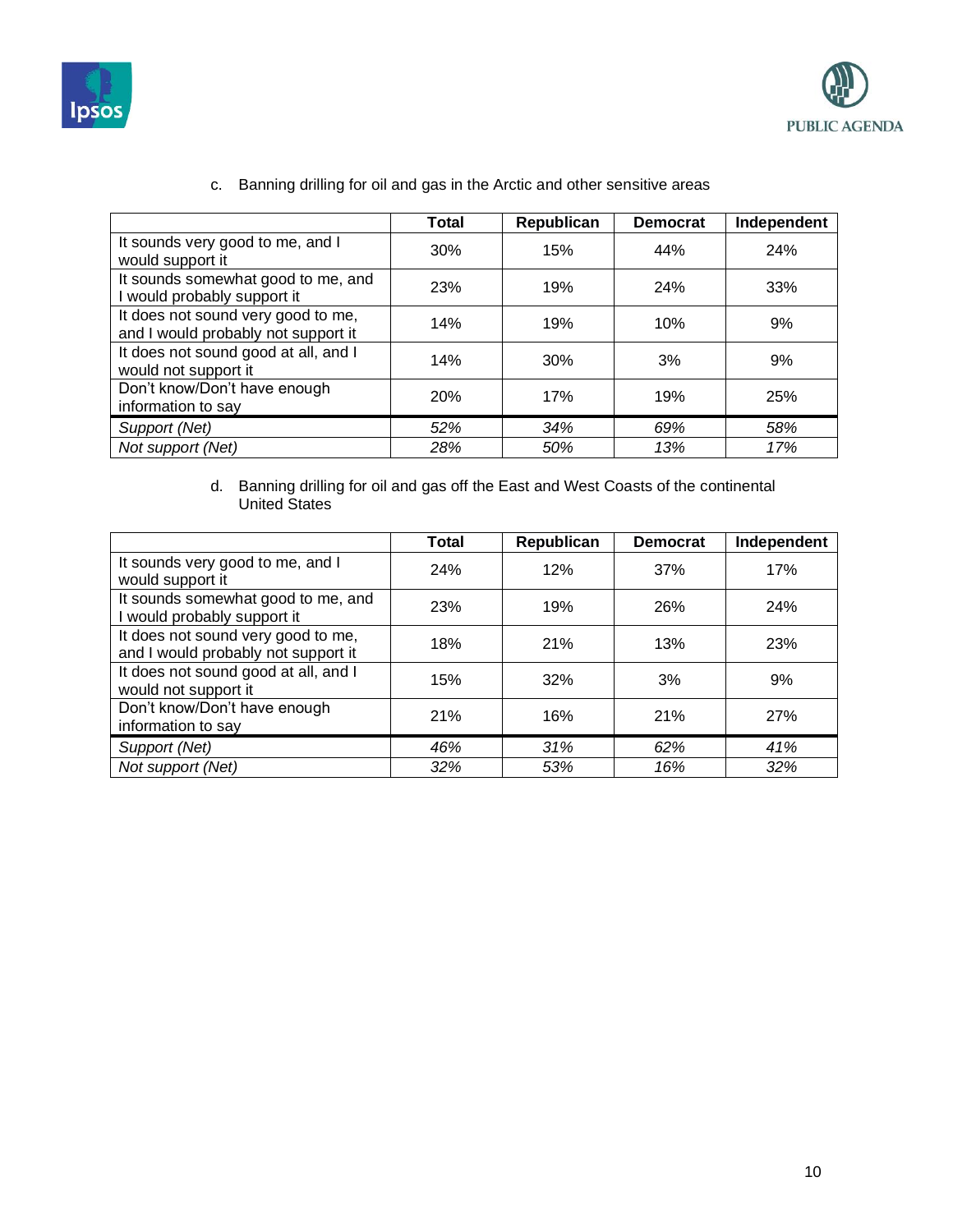c. Banning drilling for oil and gas in the Arctic and other sensitive areas

| | Total | Republican | Democrat | Independent |
|---|---|---|---|---|
| It sounds very good to me, and I would support it | 30% | 15% | 44% | 24% |
| It sounds somewhat good to me, and I would probably support it | 23% | 19% | 24% | 33% |
| It does not sound very good to me, and I would probably not support it | 14% | 19% | 10% | 9% |
| It does not sound good at all, and I would not support it | 14% | 30% | 3% | 9% |
| Don't know/Don't have enough information to say | 20% | 17% | 19% | 25% |
| *Support (Net)* | *52%* | *34%* | *69%* | *58%* |
| *Not support (Net)* | *28%* | *50%* | *13%* | *17%* |

d. Banning drilling for oil and gas off the East and West Coasts of the continental United States

| | Total | Republican | Democrat | Independent |
|---|---|---|---|---|
| It sounds very good to me, and I would support it | 24% | 12% | 37% | 17% |
| It sounds somewhat good to me, and I would probably support it | 23% | 19% | 26% | 24% |
| It does not sound very good to me, and I would probably not support it | 18% | 21% | 13% | 23% |
| It does not sound good at all, and I would not support it | 15% | 32% | 3% | 9% |
| Don't know/Don't have enough information to say | 21% | 16% | 21% | 27% |
| *Support (Net)* | *46%* | *31%* | *62%* | *41%* |
| *Not support (Net)* | *32%* | *53%* | *16%* | *32%* |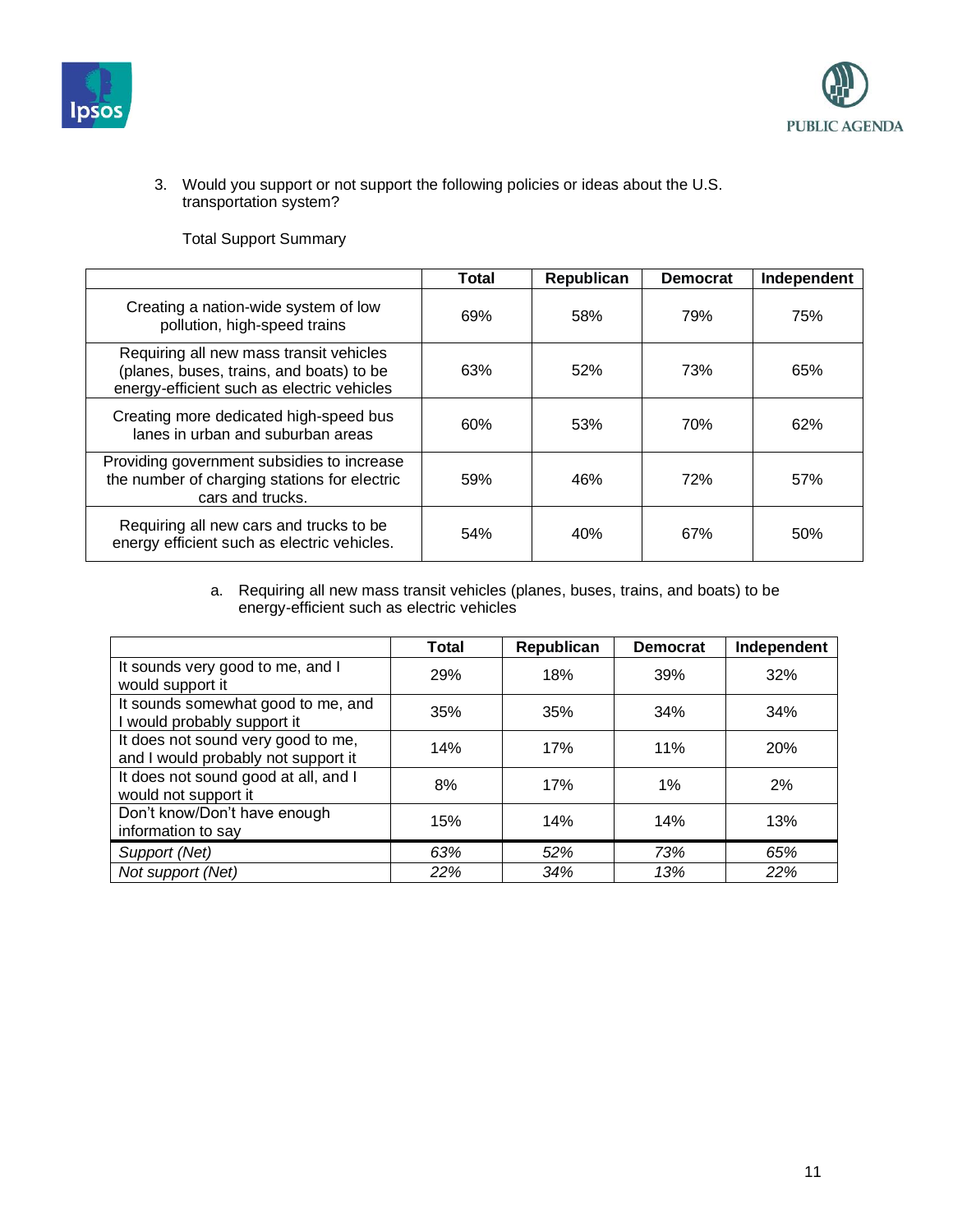3. Would you support or not support the following policies or ideas about the U.S. transportation system?

Total Support Summary

| | Total | Republican | Democrat | Independent |
|---|---|---|---|---|
| Creating a nation-wide system of low pollution, high-speed trains | 69% | 58% | 79% | 75% |
| Requiring all new mass transit vehicles (planes, buses, trains, and boats) to be energy-efficient such as electric vehicles | 63% | 52% | 73% | 65% |
| Creating more dedicated high-speed bus lanes in urban and suburban areas | 60% | 53% | 70% | 62% |
| Providing government subsidies to increase the number of charging stations for electric cars and trucks. | 59% | 46% | 72% | 57% |
| Requiring all new cars and trucks to be energy efficient such as electric vehicles. | 54% | 40% | 67% | 50% |

a. Requiring all new mass transit vehicles (planes, buses, trains, and boats) to be energy-efficient such as electric vehicles

| | Total | Republican | Democrat | Independent |
|---|---|---|---|---|
| It sounds very good to me, and I would support it | 29% | 18% | 39% | 32% |
| It sounds somewhat good to me, and I would probably support it | 35% | 35% | 34% | 34% |
| It does not sound very good to me, and I would probably not support it | 14% | 17% | 11% | 20% |
| It does not sound good at all, and I would not support it | 8% | 17% | 1% | 2% |
| Don't know/Don't have enough information to say | 15% | 14% | 14% | 13% |
| *Support (Net)* | *63%* | *52%* | *73%* | *65%* |
| *Not support (Net)* | *22%* | *34%* | *13%* | *22%* |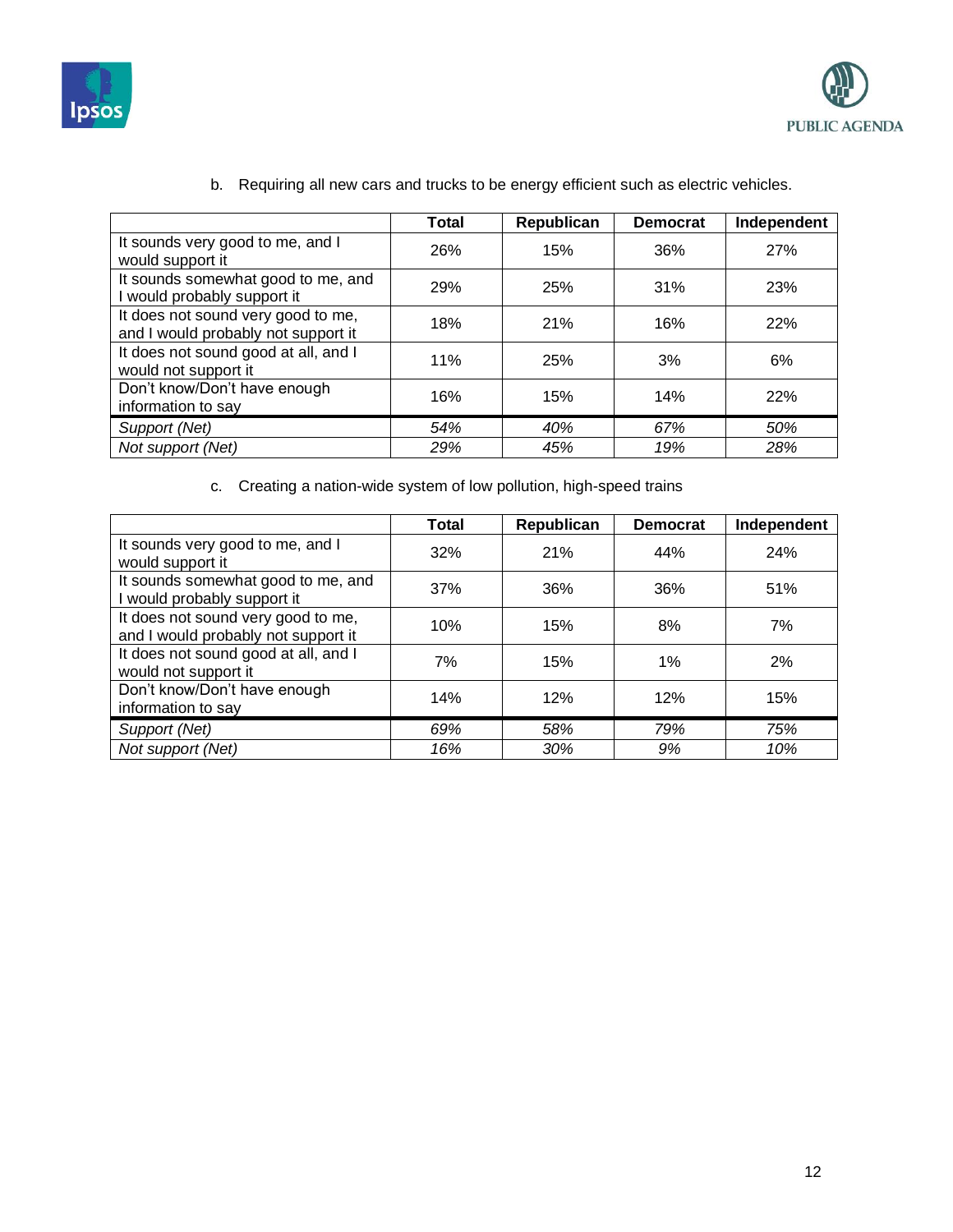b. Requiring all new cars and trucks to be energy efficient such as electric vehicles.

| | Total | Republican | Democrat | Independent |
|---|---|---|---|---|
| It sounds very good to me, and I would support it | 26% | 15% | 36% | 27% |
| It sounds somewhat good to me, and I would probably support it | 29% | 25% | 31% | 23% |
| It does not sound very good to me, and I would probably not support it | 18% | 21% | 16% | 22% |
| It does not sound good at all, and I would not support it | 11% | 25% | 3% | 6% |
| Don't know/Don't have enough information to say | 16% | 15% | 14% | 22% |
| *Support (Net)* | *54%* | *40%* | *67%* | *50%* |
| *Not support (Net)* | *29%* | *45%* | *19%* | *28%* |

c. Creating a nation-wide system of low pollution, high-speed trains

| | Total | Republican | Democrat | Independent |
|---|---|---|---|---|
| It sounds very good to me, and I would support it | 32% | 21% | 44% | 24% |
| It sounds somewhat good to me, and I would probably support it | 37% | 36% | 36% | 51% |
| It does not sound very good to me, and I would probably not support it | 10% | 15% | 8% | 7% |
| It does not sound good at all, and I would not support it | 7% | 15% | 1% | 2% |
| Don't know/Don't have enough information to say | 14% | 12% | 12% | 15% |
| *Support (Net)* | *69%* | *58%* | *79%* | *75%* |
| *Not support (Net)* | *16%* | *30%* | *9%* | *10%* |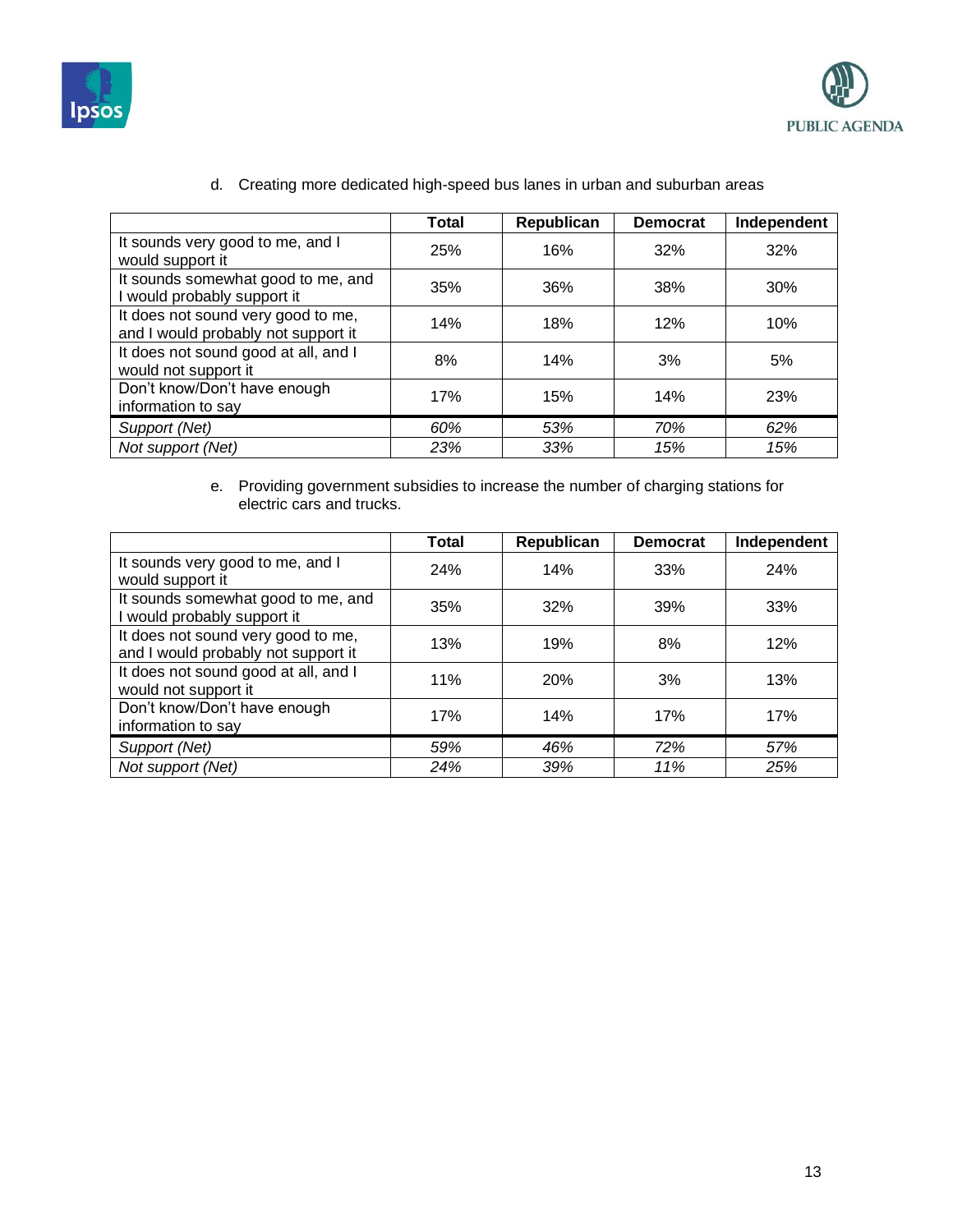d. Creating more dedicated high-speed bus lanes in urban and suburban areas

| | Total | Republican | Democrat | Independent |
|---|---|---|---|---|
| It sounds very good to me, and I would support it | 25% | 16% | 32% | 32% |
| It sounds somewhat good to me, and I would probably support it | 35% | 36% | 38% | 30% |
| It does not sound very good to me, and I would probably not support it | 14% | 18% | 12% | 10% |
| It does not sound good at all, and I would not support it | 8% | 14% | 3% | 5% |
| Don't know/Don't have enough information to say | 17% | 15% | 14% | 23% |
| *Support (Net)* | *60%* | *53%* | *70%* | *62%* |
| *Not support (Net)* | *23%* | *33%* | *15%* | *15%* |

e. Providing government subsidies to increase the number of charging stations for electric cars and trucks.

| | Total | Republican | Democrat | Independent |
|---|---|---|---|---|
| It sounds very good to me, and I would support it | 24% | 14% | 33% | 24% |
| It sounds somewhat good to me, and I would probably support it | 35% | 32% | 39% | 33% |
| It does not sound very good to me, and I would probably not support it | 13% | 19% | 8% | 12% |
| It does not sound good at all, and I would not support it | 11% | 20% | 3% | 13% |
| Don't know/Don't have enough information to say | 17% | 14% | 17% | 17% |
| *Support (Net)* | *59%* | *46%* | *72%* | *57%* |
| *Not support (Net)* | *24%* | *39%* | *11%* | *25%* |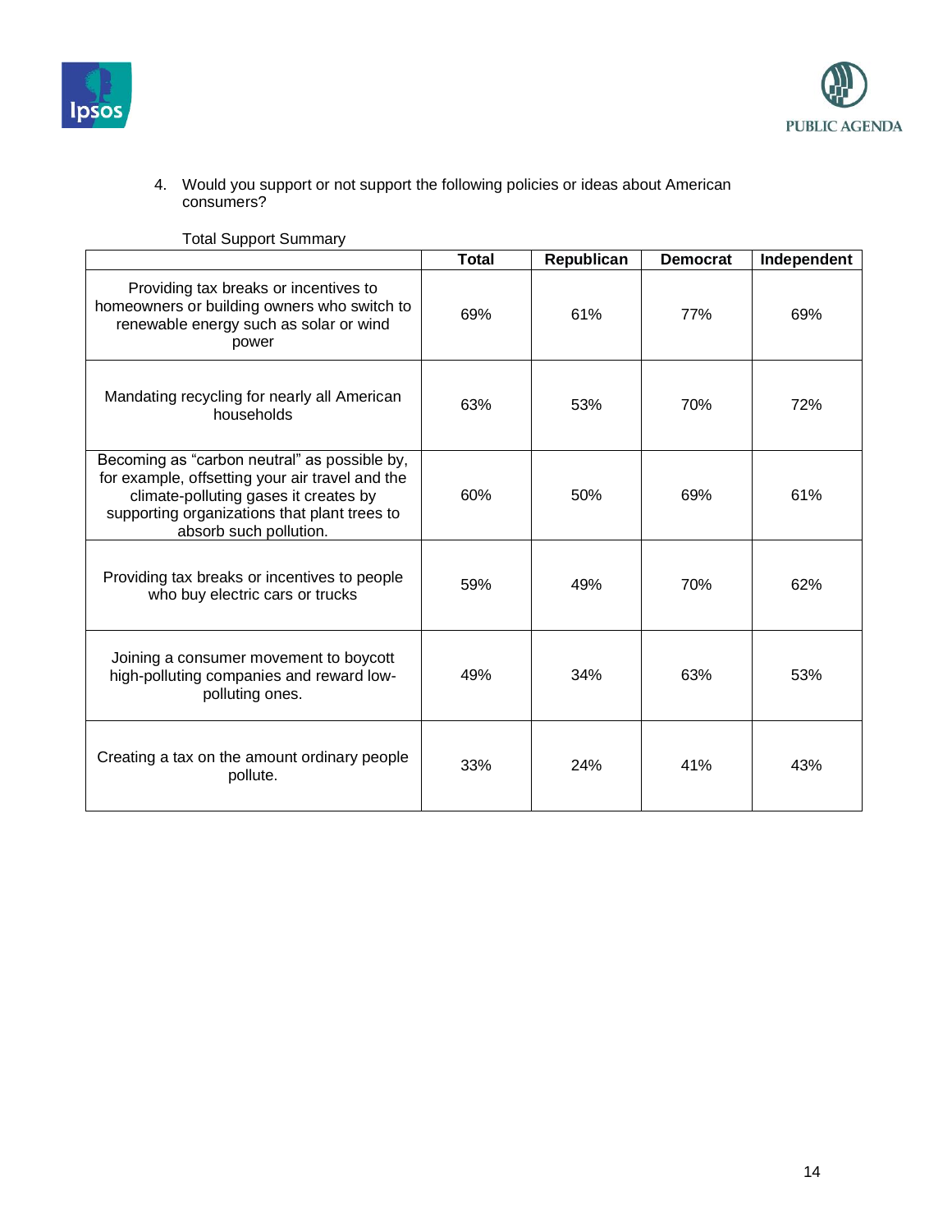4. Would you support or not support the following policies or ideas about American consumers?

Total Support Summary

| | Total | Republican | Democrat | Independent |
|---|---|---|---|---|
| Providing tax breaks or incentives to homeowners or building owners who switch to renewable energy such as solar or wind power | 69% | 61% | 77% | 69% |
| Mandating recycling for nearly all American households | 63% | 53% | 70% | 72% |
| Becoming as "carbon neutral" as possible by, for example, offsetting your air travel and the climate-polluting gases it creates by supporting organizations that plant trees to absorb such pollution. | 60% | 50% | 69% | 61% |
| Providing tax breaks or incentives to people who buy electric cars or trucks | 59% | 49% | 70% | 62% |
| Joining a consumer movement to boycott high-polluting companies and reward low-polluting ones. | 49% | 34% | 63% | 53% |
| Creating a tax on the amount ordinary people pollute. | 33% | 24% | 41% | 43% |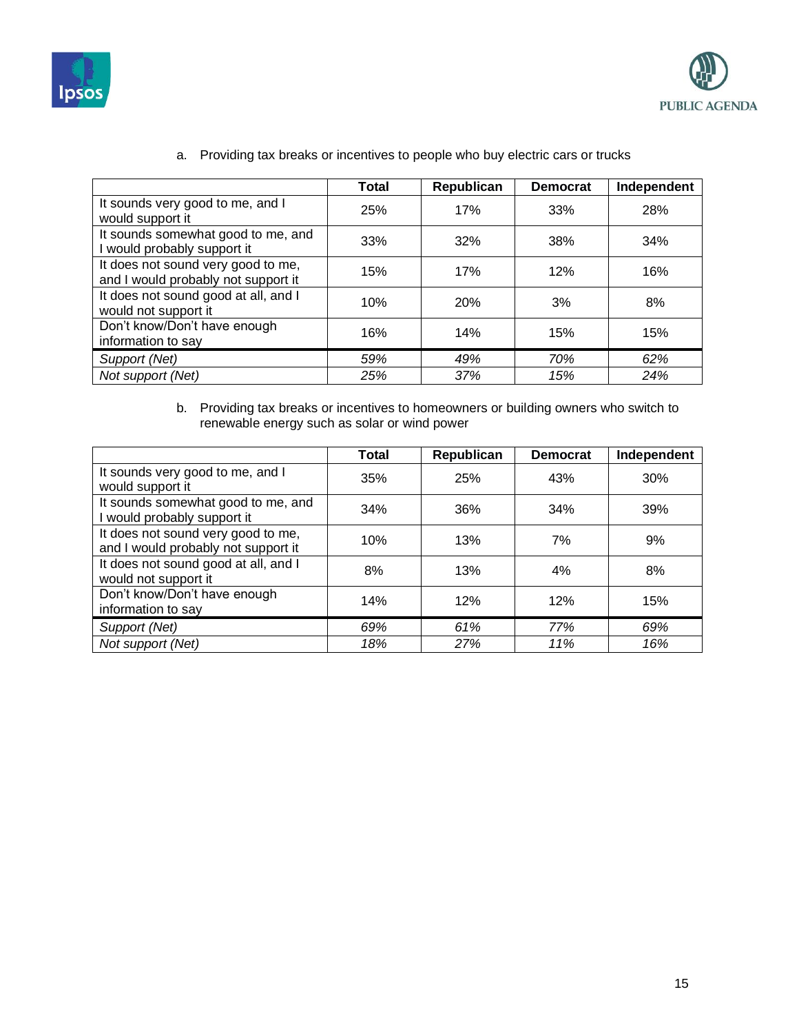a. Providing tax breaks or incentives to people who buy electric cars or trucks

| | Total | Republican | Democrat | Independent |
|---|---|---|---|---|
| It sounds very good to me, and I would support it | 25% | 17% | 33% | 28% |
| It sounds somewhat good to me, and I would probably support it | 33% | 32% | 38% | 34% |
| It does not sound very good to me, and I would probably not support it | 15% | 17% | 12% | 16% |
| It does not sound good at all, and I would not support it | 10% | 20% | 3% | 8% |
| Don't know/Don't have enough information to say | 16% | 14% | 15% | 15% |
| *Support (Net)* | *59%* | *49%* | *70%* | *62%* |
| *Not support (Net)* | *25%* | *37%* | *15%* | *24%* |

b. Providing tax breaks or incentives to homeowners or building owners who switch to renewable energy such as solar or wind power

| | Total | Republican | Democrat | Independent |
|---|---|---|---|---|
| It sounds very good to me, and I would support it | 35% | 25% | 43% | 30% |
| It sounds somewhat good to me, and I would probably support it | 34% | 36% | 34% | 39% |
| It does not sound very good to me, and I would probably not support it | 10% | 13% | 7% | 9% |
| It does not sound good at all, and I would not support it | 8% | 13% | 4% | 8% |
| Don't know/Don't have enough information to say | 14% | 12% | 12% | 15% |
| *Support (Net)* | *69%* | *61%* | *77%* | *69%* |
| *Not support (Net)* | *18%* | *27%* | *11%* | *16%* |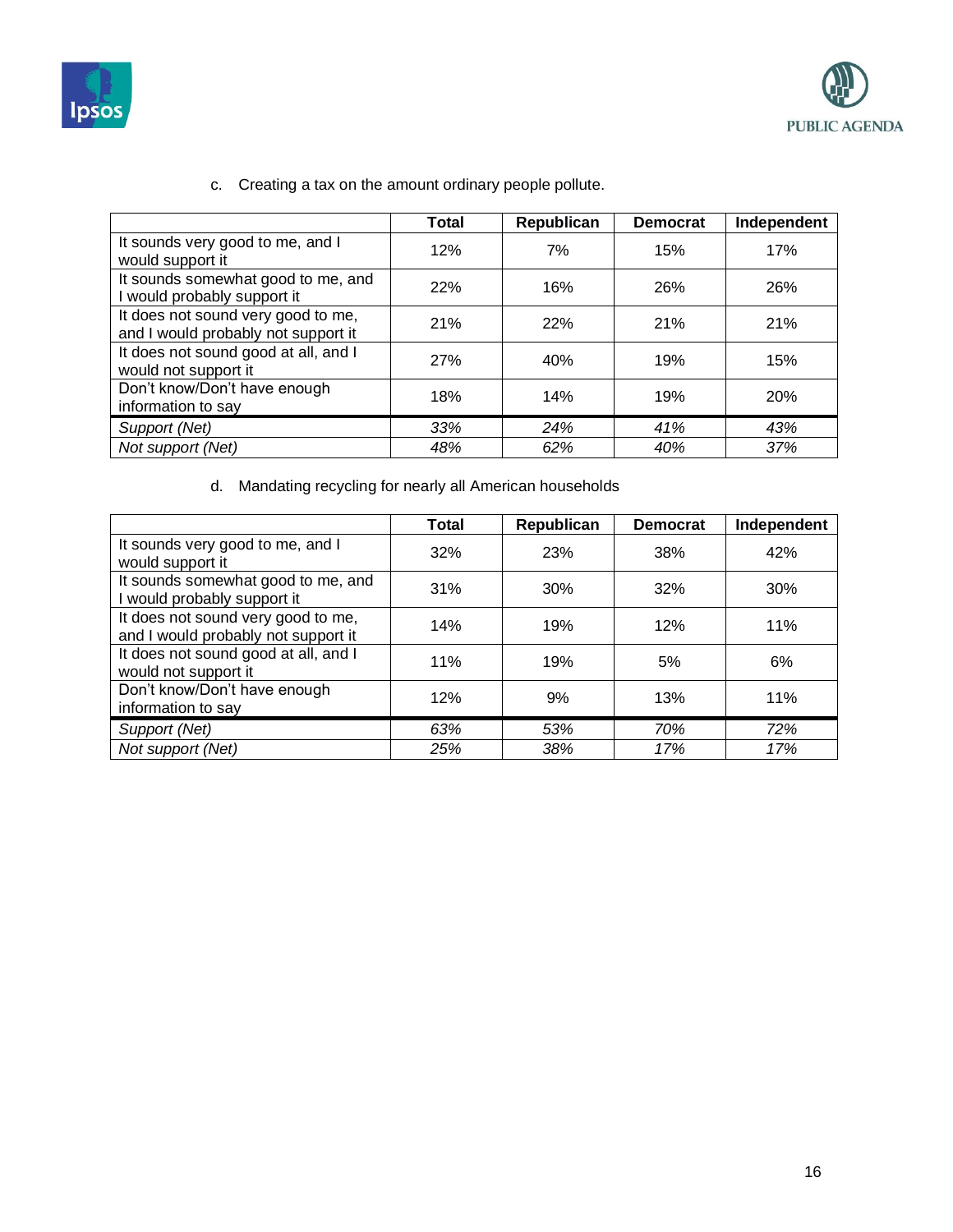c. Creating a tax on the amount ordinary people pollute.

| | Total | Republican | Democrat | Independent |
|---|---|---|---|---|
| It sounds very good to me, and I would support it | 12% | 7% | 15% | 17% |
| It sounds somewhat good to me, and I would probably support it | 22% | 16% | 26% | 26% |
| It does not sound very good to me, and I would probably not support it | 21% | 22% | 21% | 21% |
| It does not sound good at all, and I would not support it | 27% | 40% | 19% | 15% |
| Don't know/Don't have enough information to say | 18% | 14% | 19% | 20% |
| *Support (Net)* | *33%* | *24%* | *41%* | *43%* |
| *Not support (Net)* | *48%* | *62%* | *40%* | *37%* |

d. Mandating recycling for nearly all American households

| | Total | Republican | Democrat | Independent |
|---|---|---|---|---|
| It sounds very good to me, and I would support it | 32% | 23% | 38% | 42% |
| It sounds somewhat good to me, and I would probably support it | 31% | 30% | 32% | 30% |
| It does not sound very good to me, and I would probably not support it | 14% | 19% | 12% | 11% |
| It does not sound good at all, and I would not support it | 11% | 19% | 5% | 6% |
| Don't know/Don't have enough information to say | 12% | 9% | 13% | 11% |
| *Support (Net)* | *63%* | *53%* | *70%* | *72%* |
| *Not support (Net)* | *25%* | *38%* | *17%* | *17%* |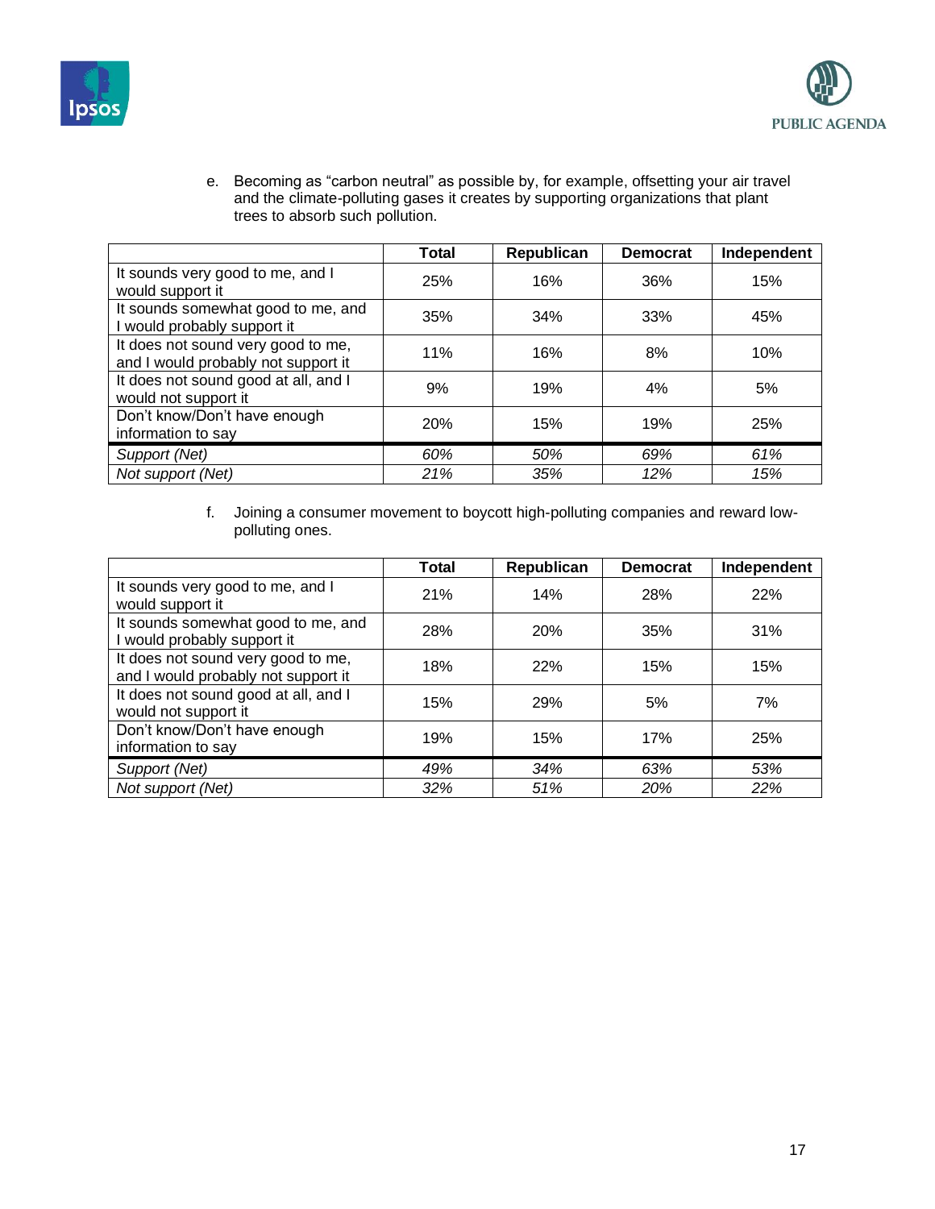e. Becoming as "carbon neutral" as possible by, for example, offsetting your air travel and the climate-polluting gases it creates by supporting organizations that plant trees to absorb such pollution.

| | Total | Republican | Democrat | Independent |
|---|---|---|---|---|
| It sounds very good to me, and I would support it | 25% | 16% | 36% | 15% |
| It sounds somewhat good to me, and I would probably support it | 35% | 34% | 33% | 45% |
| It does not sound very good to me, and I would probably not support it | 11% | 16% | 8% | 10% |
| It does not sound good at all, and I would not support it | 9% | 19% | 4% | 5% |
| Don't know/Don't have enough information to say | 20% | 15% | 19% | 25% |
| *Support (Net)* | *60%* | *50%* | *69%* | *61%* |
| *Not support (Net)* | *21%* | *35%* | *12%* | *15%* |

f. Joining a consumer movement to boycott high-polluting companies and reward low-polluting ones.

| | Total | Republican | Democrat | Independent |
|---|---|---|---|---|
| It sounds very good to me, and I would support it | 21% | 14% | 28% | 22% |
| It sounds somewhat good to me, and I would probably support it | 28% | 20% | 35% | 31% |
| It does not sound very good to me, and I would probably not support it | 18% | 22% | 15% | 15% |
| It does not sound good at all, and I would not support it | 15% | 29% | 5% | 7% |
| Don't know/Don't have enough information to say | 19% | 15% | 17% | 25% |
| *Support (Net)* | *49%* | *34%* | *63%* | *53%* |
| *Not support (Net)* | *32%* | *51%* | *20%* | *22%* |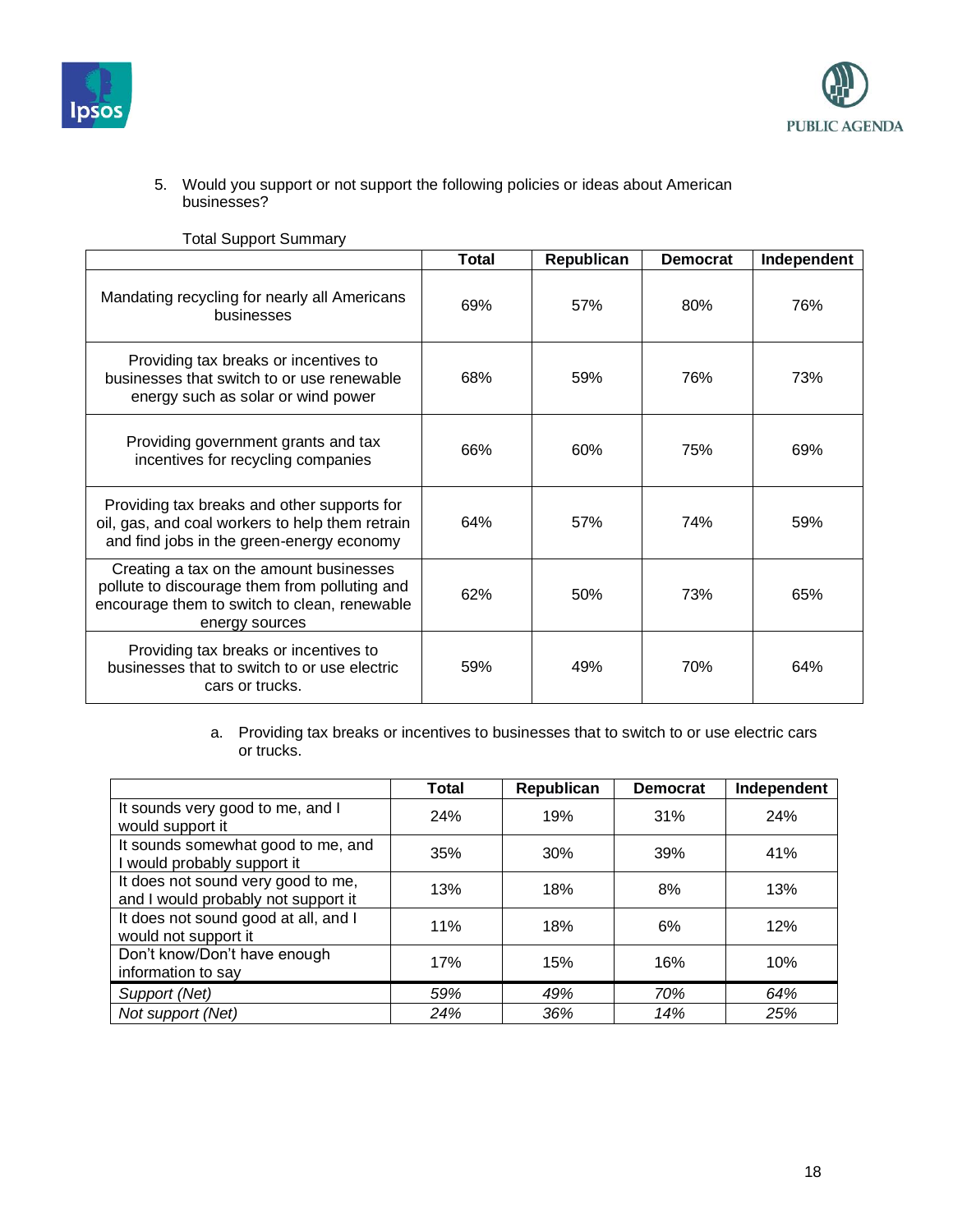5. Would you support or not support the following policies or ideas about American businesses?

Total Support Summary

| | Total | Republican | Democrat | Independent |
|---|---|---|---|---|
| Mandating recycling for nearly all Americans businesses | 69% | 57% | 80% | 76% |
| Providing tax breaks or incentives to businesses that switch to or use renewable energy such as solar or wind power | 68% | 59% | 76% | 73% |
| Providing government grants and tax incentives for recycling companies | 66% | 60% | 75% | 69% |
| Providing tax breaks and other supports for oil, gas, and coal workers to help them retrain and find jobs in the green-energy economy | 64% | 57% | 74% | 59% |
| Creating a tax on the amount businesses pollute to discourage them from polluting and encourage them to switch to clean, renewable energy sources | 62% | 50% | 73% | 65% |
| Providing tax breaks or incentives to businesses that to switch to or use electric cars or trucks. | 59% | 49% | 70% | 64% |

a. Providing tax breaks or incentives to businesses that to switch to or use electric cars or trucks.

| | Total | Republican | Democrat | Independent |
|---|---|---|---|---|
| It sounds very good to me, and I would support it | 24% | 19% | 31% | 24% |
| It sounds somewhat good to me, and I would probably support it | 35% | 30% | 39% | 41% |
| It does not sound very good to me, and I would probably not support it | 13% | 18% | 8% | 13% |
| It does not sound good at all, and I would not support it | 11% | 18% | 6% | 12% |
| Don't know/Don't have enough information to say | 17% | 15% | 16% | 10% |
| *Support (Net)* | *59%* | *49%* | *70%* | *64%* |
| *Not support (Net)* | *24%* | *36%* | *14%* | *25%* |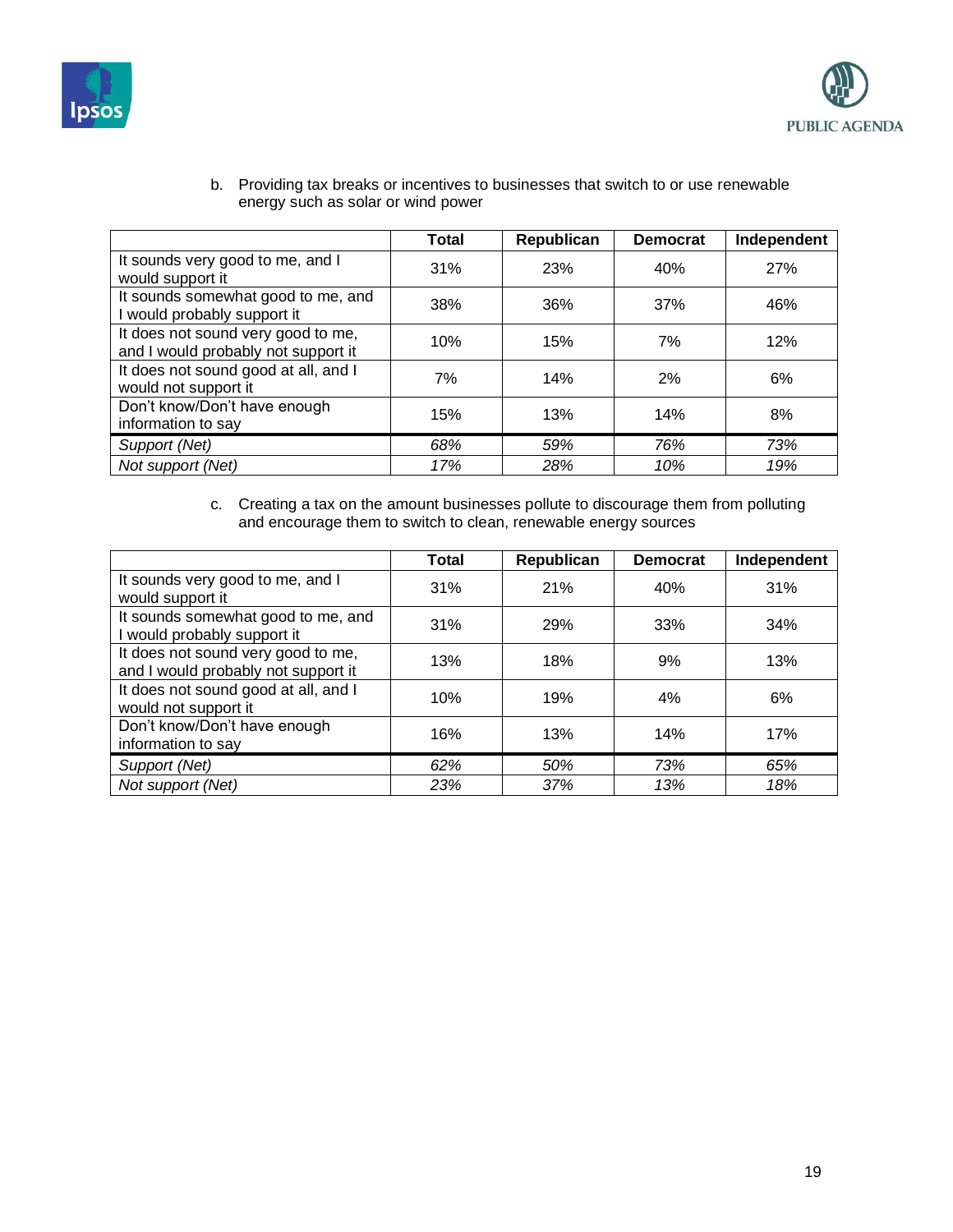b. Providing tax breaks or incentives to businesses that switch to or use renewable energy such as solar or wind power

| | Total | Republican | Democrat | Independent |
|---|---|---|---|---|
| It sounds very good to me, and I would support it | 31% | 23% | 40% | 27% |
| It sounds somewhat good to me, and I would probably support it | 38% | 36% | 37% | 46% |
| It does not sound very good to me, and I would probably not support it | 10% | 15% | 7% | 12% |
| It does not sound good at all, and I would not support it | 7% | 14% | 2% | 6% |
| Don't know/Don't have enough information to say | 15% | 13% | 14% | 8% |
| *Support (Net)* | *68%* | *59%* | *76%* | *73%* |
| *Not support (Net)* | *17%* | *28%* | *10%* | *19%* |

c. Creating a tax on the amount businesses pollute to discourage them from polluting and encourage them to switch to clean, renewable energy sources

| | Total | Republican | Democrat | Independent |
|---|---|---|---|---|
| It sounds very good to me, and I would support it | 31% | 21% | 40% | 31% |
| It sounds somewhat good to me, and I would probably support it | 31% | 29% | 33% | 34% |
| It does not sound very good to me, and I would probably not support it | 13% | 18% | 9% | 13% |
| It does not sound good at all, and I would not support it | 10% | 19% | 4% | 6% |
| Don't know/Don't have enough information to say | 16% | 13% | 14% | 17% |
| *Support (Net)* | *62%* | *50%* | *73%* | *65%* |
| *Not support (Net)* | *23%* | *37%* | *13%* | *18%* |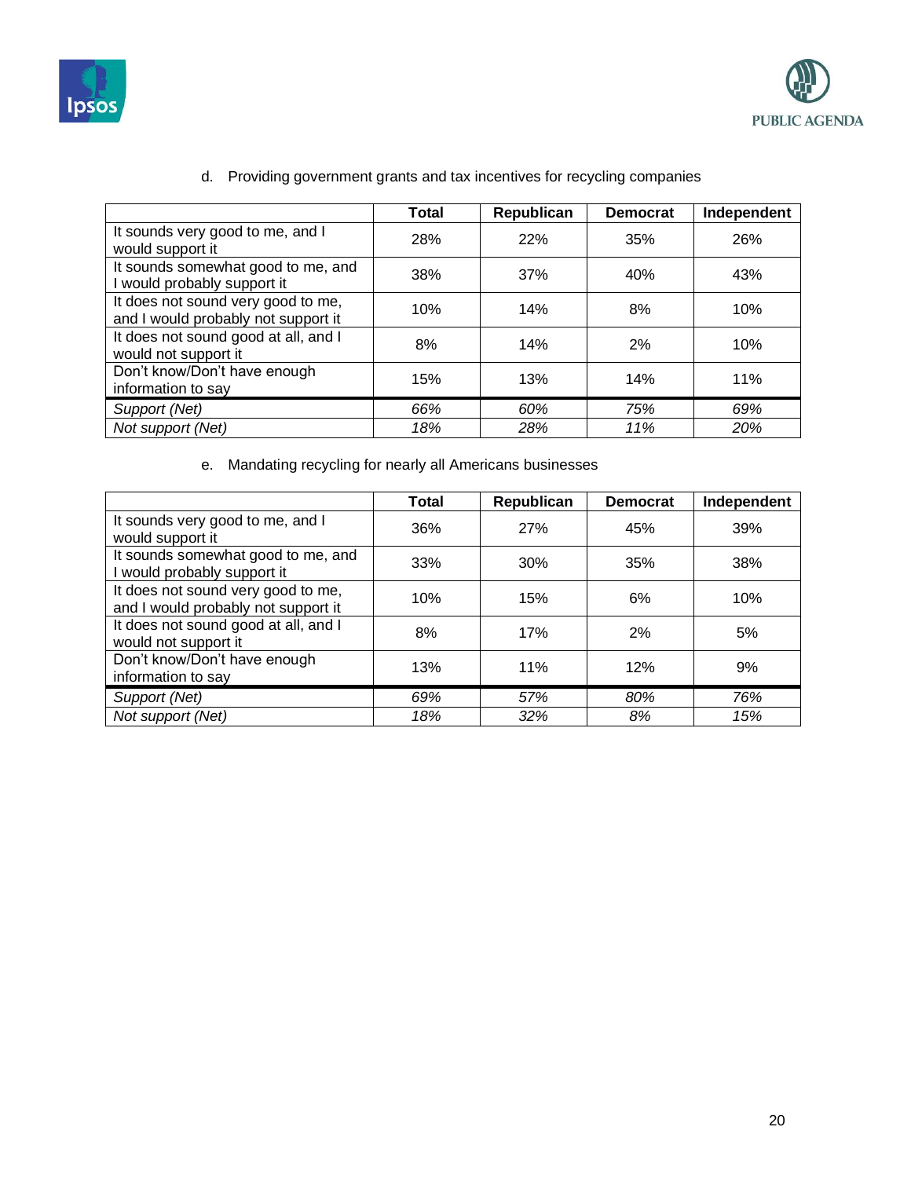d. Providing government grants and tax incentives for recycling companies

| | Total | Republican | Democrat | Independent |
|---|---|---|---|---|
| It sounds very good to me, and I would support it | 28% | 22% | 35% | 26% |
| It sounds somewhat good to me, and I would probably support it | 38% | 37% | 40% | 43% |
| It does not sound very good to me, and I would probably not support it | 10% | 14% | 8% | 10% |
| It does not sound good at all, and I would not support it | 8% | 14% | 2% | 10% |
| Don't know/Don't have enough information to say | 15% | 13% | 14% | 11% |
| *Support (Net)* | *66%* | *60%* | *75%* | *69%* |
| *Not support (Net)* | *18%* | *28%* | *11%* | *20%* |

e. Mandating recycling for nearly all Americans businesses

| | Total | Republican | Democrat | Independent |
|---|---|---|---|---|
| It sounds very good to me, and I would support it | 36% | 27% | 45% | 39% |
| It sounds somewhat good to me, and I would probably support it | 33% | 30% | 35% | 38% |
| It does not sound very good to me, and I would probably not support it | 10% | 15% | 6% | 10% |
| It does not sound good at all, and I would not support it | 8% | 17% | 2% | 5% |
| Don't know/Don't have enough information to say | 13% | 11% | 12% | 9% |
| *Support (Net)* | *69%* | *57%* | *80%* | *76%* |
| *Not support (Net)* | *18%* | *32%* | *8%* | *15%* |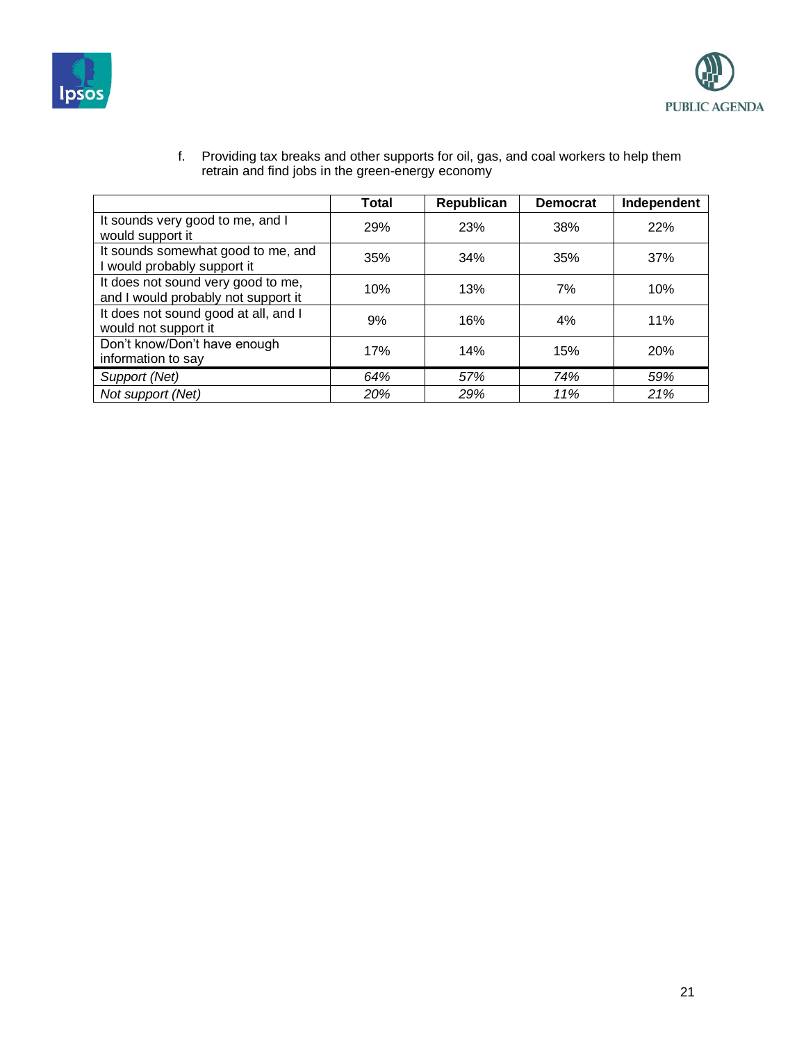f. Providing tax breaks and other supports for oil, gas, and coal workers to help them retrain and find jobs in the green-energy economy

| | Total | Republican | Democrat | Independent |
|---|---|---|---|---|
| It sounds very good to me, and I would support it | 29% | 23% | 38% | 22% |
| It sounds somewhat good to me, and I would probably support it | 35% | 34% | 35% | 37% |
| It does not sound very good to me, and I would probably not support it | 10% | 13% | 7% | 10% |
| It does not sound good at all, and I would not support it | 9% | 16% | 4% | 11% |
| Don't know/Don't have enough information to say | 17% | 14% | 15% | 20% |
| *Support (Net)* | *64%* | *57%* | *74%* | *59%* |
| *Not support (Net)* | *20%* | *29%* | *11%* | *21%* |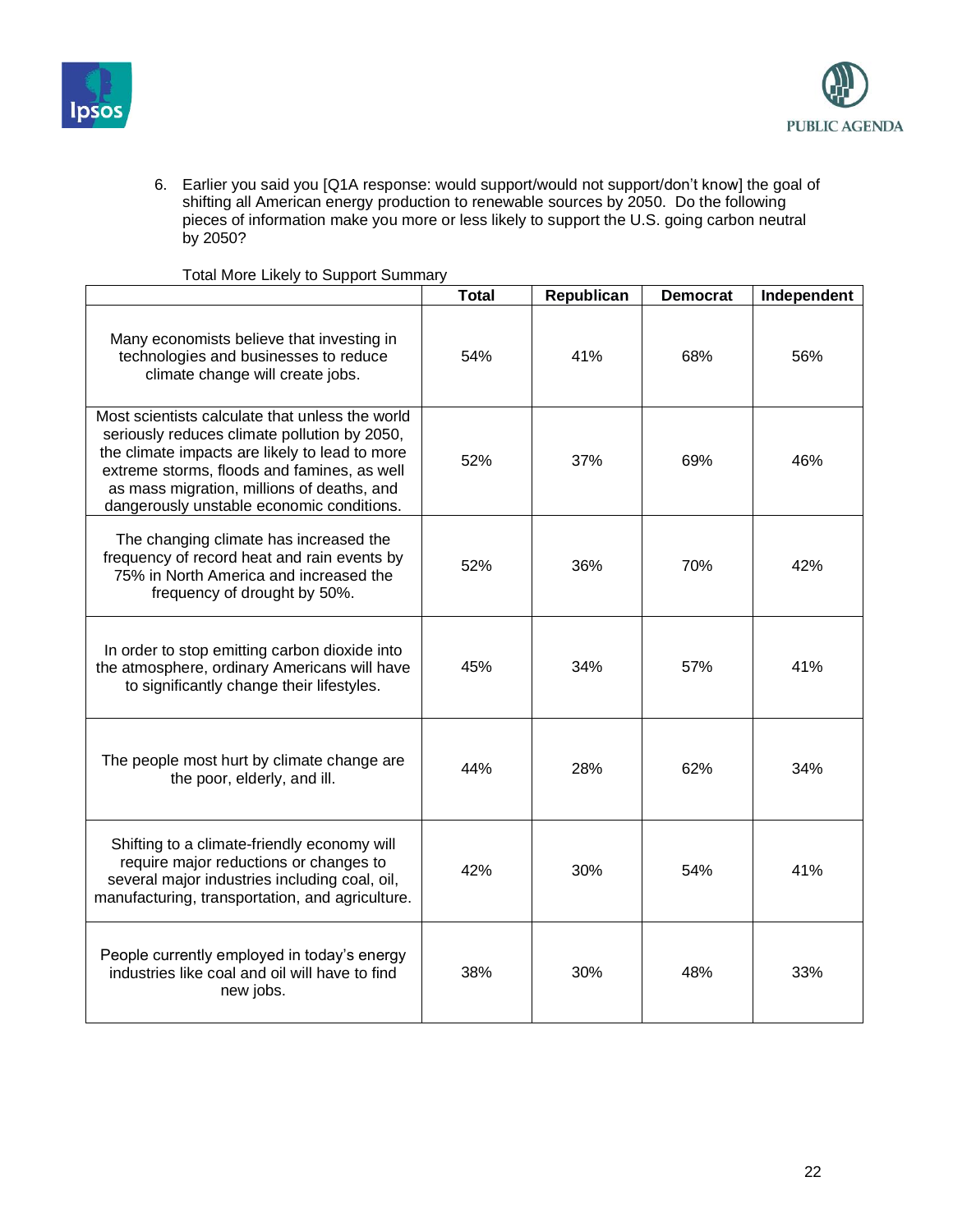6. Earlier you said you [Q1A response: would support/would not support/don't know] the goal of shifting all American energy production to renewable sources by 2050. Do the following pieces of information make you more or less likely to support the U.S. going carbon neutral by 2050?

Total More Likely to Support Summary

| | Total | Republican | Democrat | Independent |
|---|---|---|---|---|
| Many economists believe that investing in technologies and businesses to reduce climate change will create jobs. | 54% | 41% | 68% | 56% |
| Most scientists calculate that unless the world seriously reduces climate pollution by 2050, the climate impacts are likely to lead to more extreme storms, floods and famines, as well as mass migration, millions of deaths, and dangerously unstable economic conditions. | 52% | 37% | 69% | 46% |
| The changing climate has increased the frequency of record heat and rain events by 75% in North America and increased the frequency of drought by 50%. | 52% | 36% | 70% | 42% |
| In order to stop emitting carbon dioxide into the atmosphere, ordinary Americans will have to significantly change their lifestyles. | 45% | 34% | 57% | 41% |
| The people most hurt by climate change are the poor, elderly, and ill. | 44% | 28% | 62% | 34% |
| Shifting to a climate-friendly economy will require major reductions or changes to several major industries including coal, oil, manufacturing, transportation, and agriculture. | 42% | 30% | 54% | 41% |
| People currently employed in today's energy industries like coal and oil will have to find new jobs. | 38% | 30% | 48% | 33% |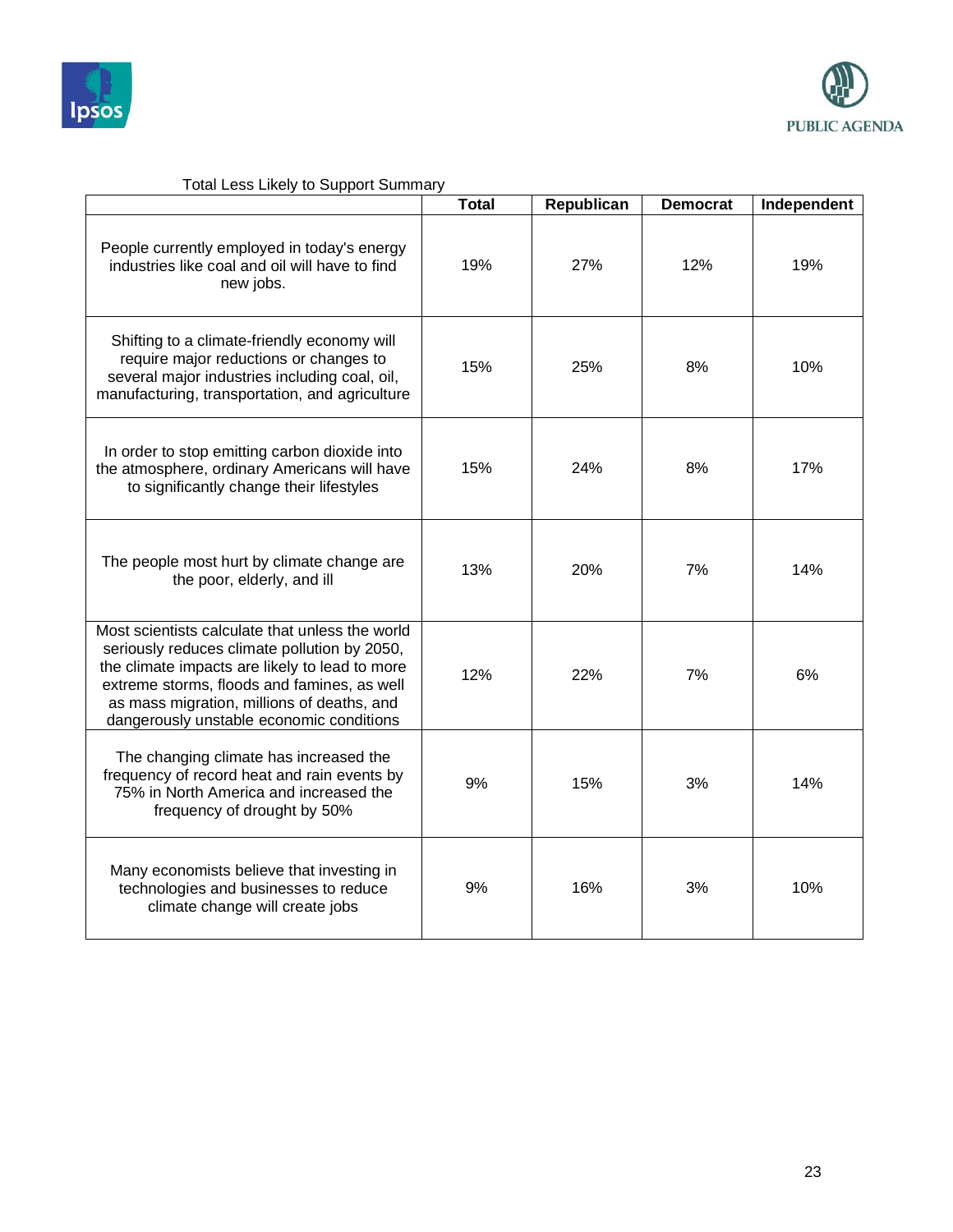Total Less Likely to Support Summary

| | Total | Republican | Democrat | Independent |
|---|---|---|---|---|
| People currently employed in today's energy industries like coal and oil will have to find new jobs. | 19% | 27% | 12% | 19% |
| Shifting to a climate-friendly economy will require major reductions or changes to several major industries including coal, oil, manufacturing, transportation, and agriculture | 15% | 25% | 8% | 10% |
| In order to stop emitting carbon dioxide into the atmosphere, ordinary Americans will have to significantly change their lifestyles | 15% | 24% | 8% | 17% |
| The people most hurt by climate change are the poor, elderly, and ill | 13% | 20% | 7% | 14% |
| Most scientists calculate that unless the world seriously reduces climate pollution by 2050, the climate impacts are likely to lead to more extreme storms, floods and famines, as well as mass migration, millions of deaths, and dangerously unstable economic conditions | 12% | 22% | 7% | 6% |
| The changing climate has increased the frequency of record heat and rain events by 75% in North America and increased the frequency of drought by 50% | 9% | 15% | 3% | 14% |
| Many economists believe that investing in technologies and businesses to reduce climate change will create jobs | 9% | 16% | 3% | 10% |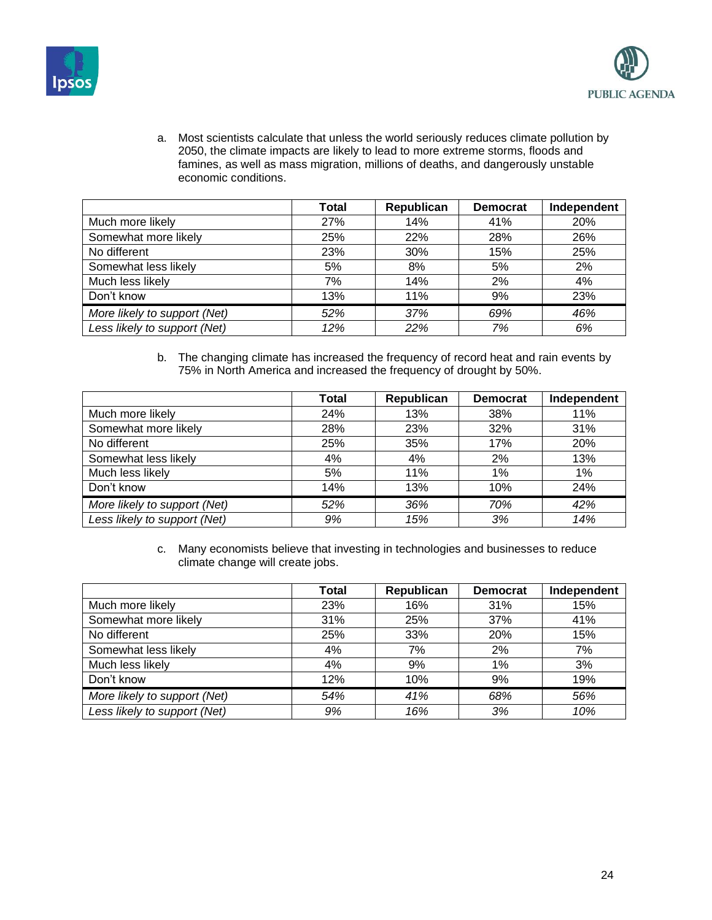a. Most scientists calculate that unless the world seriously reduces climate pollution by 2050, the climate impacts are likely to lead to more extreme storms, floods and famines, as well as mass migration, millions of deaths, and dangerously unstable economic conditions.

| | Total | Republican | Democrat | Independent |
|---|---|---|---|---|
| Much more likely | 27% | 14% | 41% | 20% |
| Somewhat more likely | 25% | 22% | 28% | 26% |
| No different | 23% | 30% | 15% | 25% |
| Somewhat less likely | 5% | 8% | 5% | 2% |
| Much less likely | 7% | 14% | 2% | 4% |
| Don't know | 13% | 11% | 9% | 23% |
| *More likely to support (Net)* | *52%* | *37%* | *69%* | *46%* |
| *Less likely to support (Net)* | *12%* | *22%* | *7%* | *6%* |

b. The changing climate has increased the frequency of record heat and rain events by 75% in North America and increased the frequency of drought by 50%.

| | Total | Republican | Democrat | Independent |
|---|---|---|---|---|
| Much more likely | 24% | 13% | 38% | 11% |
| Somewhat more likely | 28% | 23% | 32% | 31% |
| No different | 25% | 35% | 17% | 20% |
| Somewhat less likely | 4% | 4% | 2% | 13% |
| Much less likely | 5% | 11% | 1% | 1% |
| Don't know | 14% | 13% | 10% | 24% |
| *More likely to support (Net)* | *52%* | *36%* | *70%* | *42%* |
| *Less likely to support (Net)* | *9%* | *15%* | *3%* | *14%* |

c. Many economists believe that investing in technologies and businesses to reduce climate change will create jobs.

| | Total | Republican | Democrat | Independent |
|---|---|---|---|---|
| Much more likely | 23% | 16% | 31% | 15% |
| Somewhat more likely | 31% | 25% | 37% | 41% |
| No different | 25% | 33% | 20% | 15% |
| Somewhat less likely | 4% | 7% | 2% | 7% |
| Much less likely | 4% | 9% | 1% | 3% |
| Don't know | 12% | 10% | 9% | 19% |
| *More likely to support (Net)* | *54%* | *41%* | *68%* | *56%* |
| *Less likely to support (Net)* | *9%* | *16%* | *3%* | *10%* |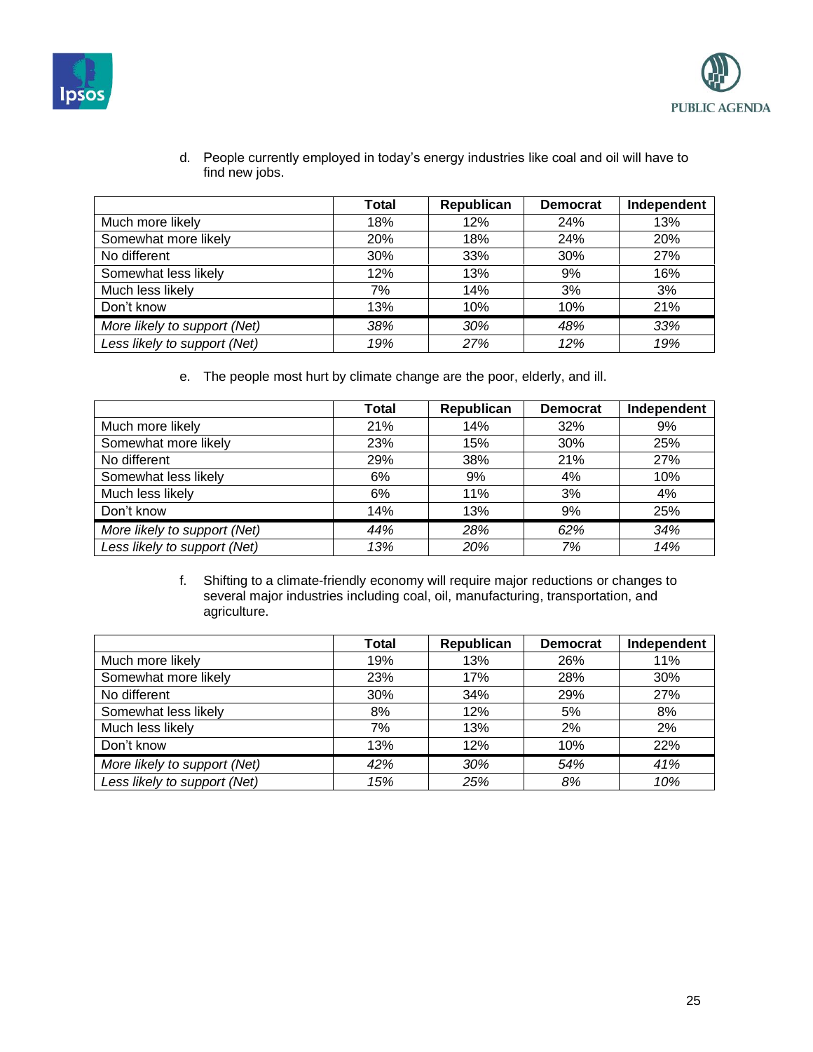d. People currently employed in today's energy industries like coal and oil will have to find new jobs.

| | Total | Republican | Democrat | Independent |
|---|---|---|---|---|
| Much more likely | 18% | 12% | 24% | 13% |
| Somewhat more likely | 20% | 18% | 24% | 20% |
| No different | 30% | 33% | 30% | 27% |
| Somewhat less likely | 12% | 13% | 9% | 16% |
| Much less likely | 7% | 14% | 3% | 3% |
| Don't know | 13% | 10% | 10% | 21% |
| *More likely to support (Net)* | *38%* | *30%* | *48%* | *33%* |
| *Less likely to support (Net)* | *19%* | *27%* | *12%* | *19%* |

e. The people most hurt by climate change are the poor, elderly, and ill.

| | Total | Republican | Democrat | Independent |
|---|---|---|---|---|
| Much more likely | 21% | 14% | 32% | 9% |
| Somewhat more likely | 23% | 15% | 30% | 25% |
| No different | 29% | 38% | 21% | 27% |
| Somewhat less likely | 6% | 9% | 4% | 10% |
| Much less likely | 6% | 11% | 3% | 4% |
| Don't know | 14% | 13% | 9% | 25% |
| *More likely to support (Net)* | *44%* | *28%* | *62%* | *34%* |
| *Less likely to support (Net)* | *13%* | *20%* | *7%* | *14%* |

f. Shifting to a climate-friendly economy will require major reductions or changes to several major industries including coal, oil, manufacturing, transportation, and agriculture.

| | Total | Republican | Democrat | Independent |
|---|---|---|---|---|
| Much more likely | 19% | 13% | 26% | 11% |
| Somewhat more likely | 23% | 17% | 28% | 30% |
| No different | 30% | 34% | 29% | 27% |
| Somewhat less likely | 8% | 12% | 5% | 8% |
| Much less likely | 7% | 13% | 2% | 2% |
| Don't know | 13% | 12% | 10% | 22% |
| *More likely to support (Net)* | *42%* | *30%* | *54%* | *41%* |
| *Less likely to support (Net)* | *15%* | *25%* | *8%* | *10%* |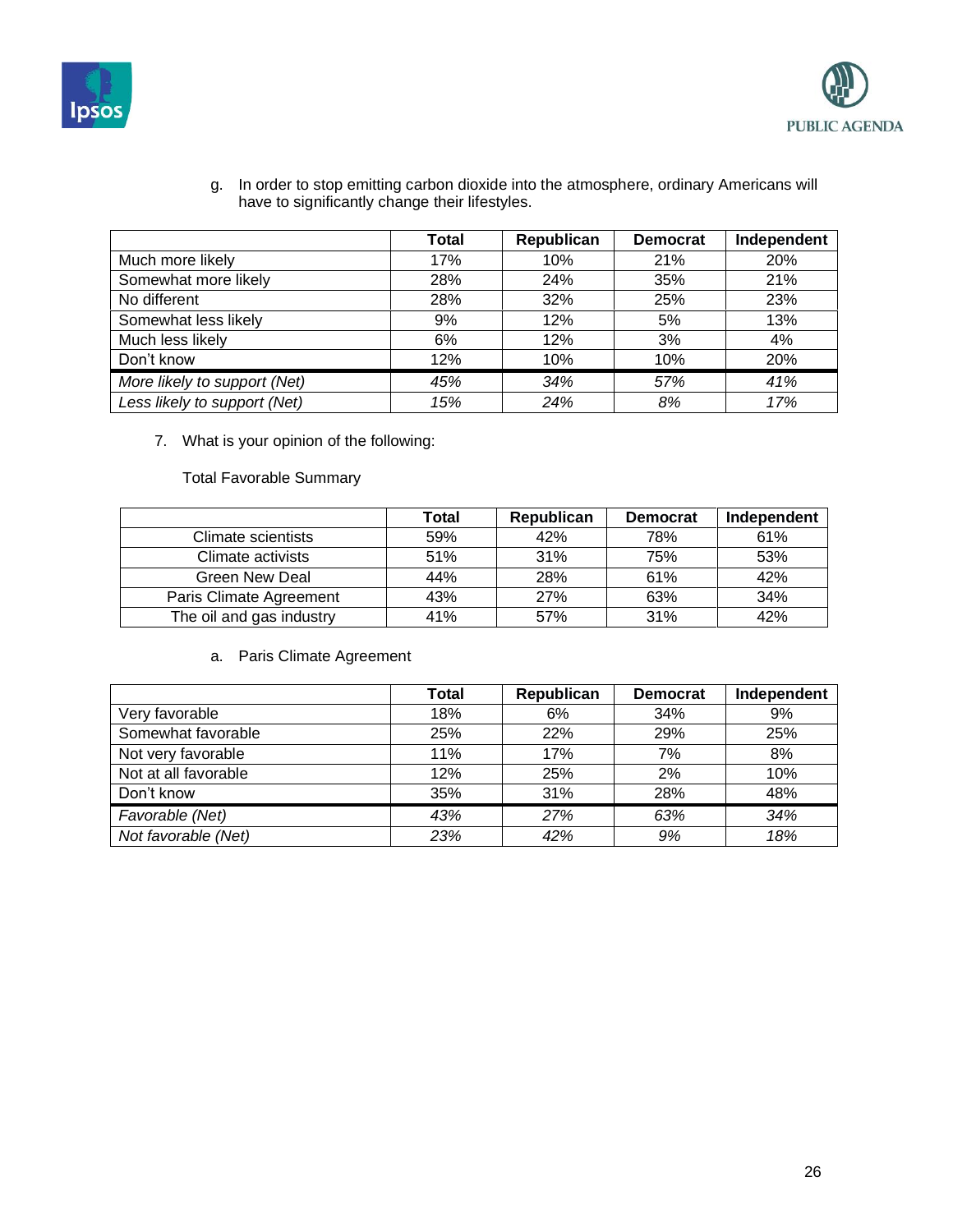g. In order to stop emitting carbon dioxide into the atmosphere, ordinary Americans will have to significantly change their lifestyles.

| | Total | Republican | Democrat | Independent |
|---|---|---|---|---|
| Much more likely | 17% | 10% | 21% | 20% |
| Somewhat more likely | 28% | 24% | 35% | 21% |
| No different | 28% | 32% | 25% | 23% |
| Somewhat less likely | 9% | 12% | 5% | 13% |
| Much less likely | 6% | 12% | 3% | 4% |
| Don't know | 12% | 10% | 10% | 20% |
| *More likely to support (Net)* | *45%* | *34%* | *57%* | *41%* |
| *Less likely to support (Net)* | *15%* | *24%* | *8%* | *17%* |

7. What is your opinion of the following:

Total Favorable Summary

| | Total | Republican | Democrat | Independent |
|---|---|---|---|---|
| Climate scientists | 59% | 42% | 78% | 61% |
| Climate activists | 51% | 31% | 75% | 53% |
| Green New Deal | 44% | 28% | 61% | 42% |
| Paris Climate Agreement | 43% | 27% | 63% | 34% |
| The oil and gas industry | 41% | 57% | 31% | 42% |

a. Paris Climate Agreement

| | Total | Republican | Democrat | Independent |
|---|---|---|---|---|
| Very favorable | 18% | 6% | 34% | 9% |
| Somewhat favorable | 25% | 22% | 29% | 25% |
| Not very favorable | 11% | 17% | 7% | 8% |
| Not at all favorable | 12% | 25% | 2% | 10% |
| Don't know | 35% | 31% | 28% | 48% |
| *Favorable (Net)* | *43%* | *27%* | *63%* | *34%* |
| *Not favorable (Net)* | *23%* | *42%* | *9%* | *18%* |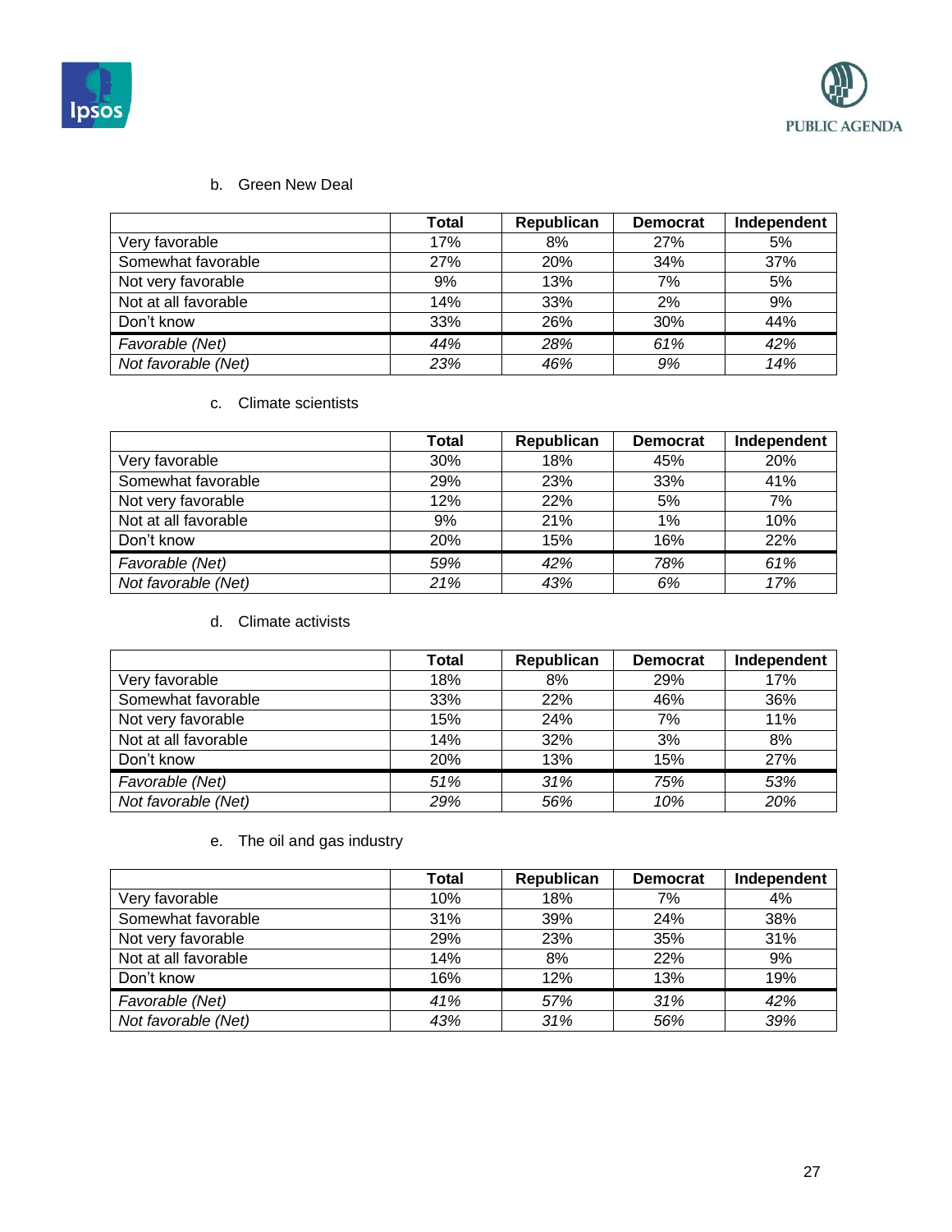b. Green New Deal

| | Total | Republican | Democrat | Independent |
|---|---|---|---|---|
| Very favorable | 17% | 8% | 27% | 5% |
| Somewhat favorable | 27% | 20% | 34% | 37% |
| Not very favorable | 9% | 13% | 7% | 5% |
| Not at all favorable | 14% | 33% | 2% | 9% |
| Don't know | 33% | 26% | 30% | 44% |
| *Favorable (Net)* | *44%* | *28%* | *61%* | *42%* |
| *Not favorable (Net)* | *23%* | *46%* | *9%* | *14%* |

c. Climate scientists

| | Total | Republican | Democrat | Independent |
|---|---|---|---|---|
| Very favorable | 30% | 18% | 45% | 20% |
| Somewhat favorable | 29% | 23% | 33% | 41% |
| Not very favorable | 12% | 22% | 5% | 7% |
| Not at all favorable | 9% | 21% | 1% | 10% |
| Don't know | 20% | 15% | 16% | 22% |
| *Favorable (Net)* | *59%* | *42%* | *78%* | *61%* |
| *Not favorable (Net)* | *21%* | *43%* | *6%* | *17%* |

d. Climate activists

| | Total | Republican | Democrat | Independent |
|---|---|---|---|---|
| Very favorable | 18% | 8% | 29% | 17% |
| Somewhat favorable | 33% | 22% | 46% | 36% |
| Not very favorable | 15% | 24% | 7% | 11% |
| Not at all favorable | 14% | 32% | 3% | 8% |
| Don't know | 20% | 13% | 15% | 27% |
| *Favorable (Net)* | *51%* | *31%* | *75%* | *53%* |
| *Not favorable (Net)* | *29%* | *56%* | *10%* | *20%* |

e. The oil and gas industry

| | Total | Republican | Democrat | Independent |
|---|---|---|---|---|
| Very favorable | 10% | 18% | 7% | 4% |
| Somewhat favorable | 31% | 39% | 24% | 38% |
| Not very favorable | 29% | 23% | 35% | 31% |
| Not at all favorable | 14% | 8% | 22% | 9% |
| Don't know | 16% | 12% | 13% | 19% |
| *Favorable (Net)* | *41%* | *57%* | *31%* | *42%* |
| *Not favorable (Net)* | *43%* | *31%* | *56%* | *39%* |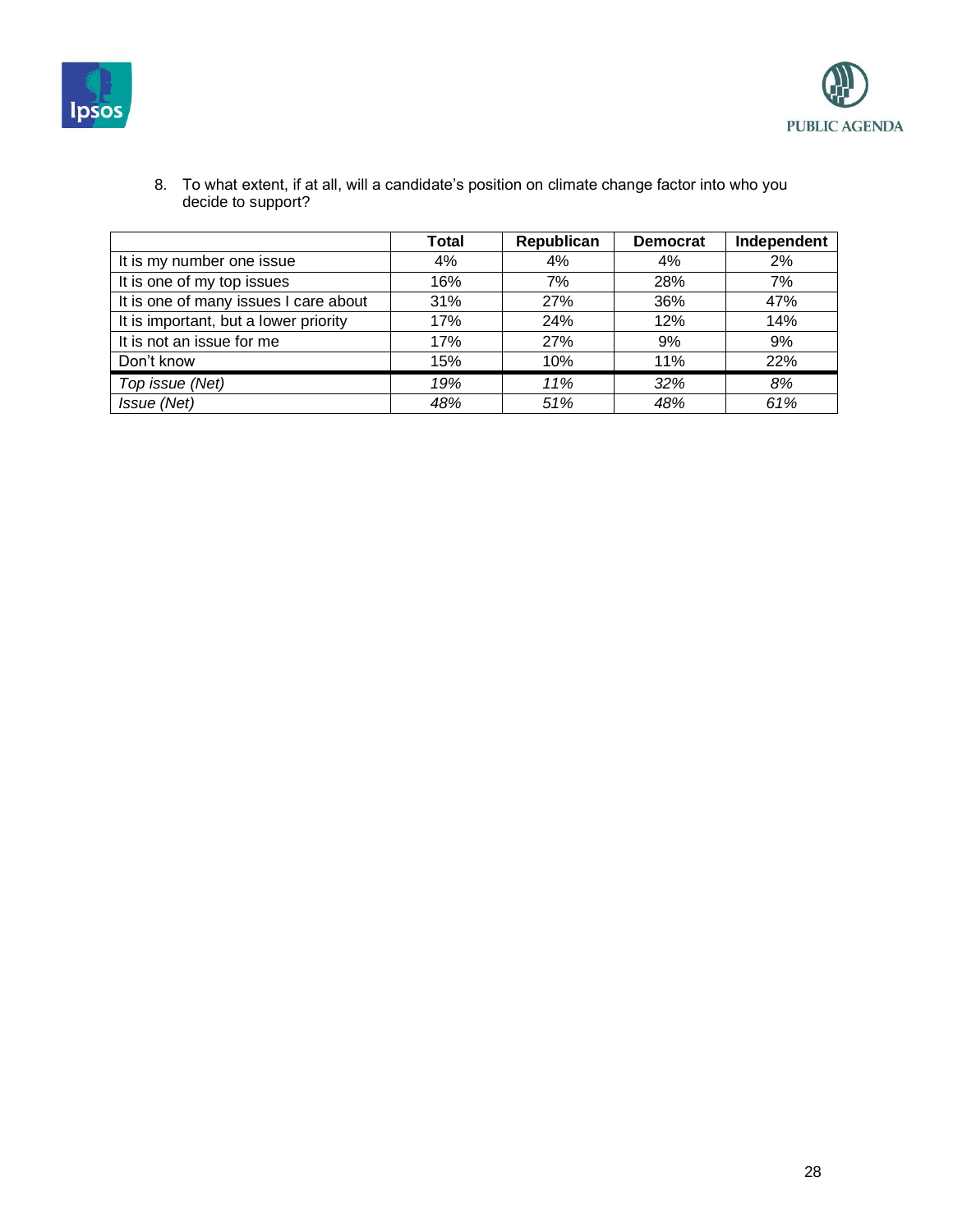8. To what extent, if at all, will a candidate's position on climate change factor into who you decide to support?

| | Total | Republican | Democrat | Independent |
|---|---|---|---|---|
| It is my number one issue | 4% | 4% | 4% | 2% |
| It is one of my top issues | 16% | 7% | 28% | 7% |
| It is one of many issues I care about | 31% | 27% | 36% | 47% |
| It is important, but a lower priority | 17% | 24% | 12% | 14% |
| It is not an issue for me | 17% | 27% | 9% | 9% |
| Don't know | 15% | 10% | 11% | 22% |
| *Top issue (Net)* | *19%* | *11%* | *32%* | *8%* |
| *Issue (Net)* | *48%* | *51%* | *48%* | *61%* |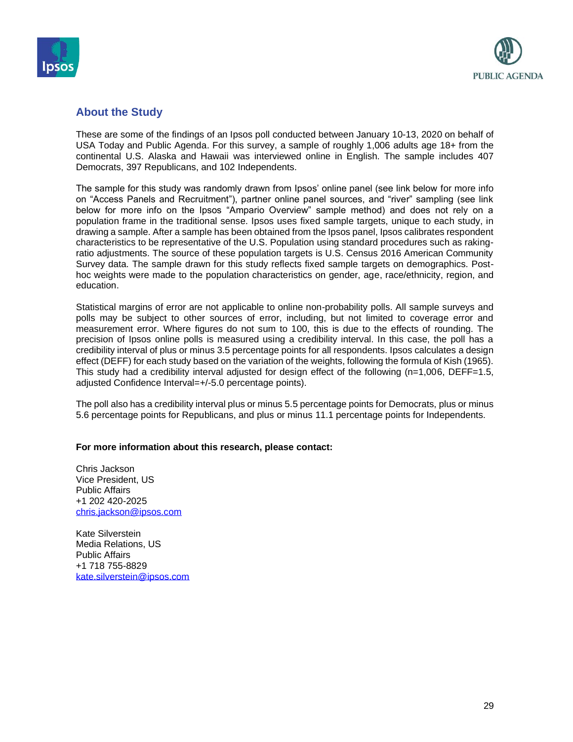## About the Study

These are some of the findings of an Ipsos poll conducted between January 10-13, 2020 on behalf of USA Today and Public Agenda. For this survey, a sample of roughly 1,006 adults age 18+ from the continental U.S. Alaska and Hawaii was interviewed online in English. The sample includes 407 Democrats, 397 Republicans, and 102 Independents.

The sample for this study was randomly drawn from Ipsos' online panel (see link below for more info on "Access Panels and Recruitment"), partner online panel sources, and "river" sampling (see link below for more info on the Ipsos "Ampario Overview" sample method) and does not rely on a population frame in the traditional sense. Ipsos uses fixed sample targets, unique to each study, in drawing a sample. After a sample has been obtained from the Ipsos panel, Ipsos calibrates respondent characteristics to be representative of the U.S. Population using standard procedures such as raking-ratio adjustments. The source of these population targets is U.S. Census 2016 American Community Survey data. The sample drawn for this study reflects fixed sample targets on demographics. Post-hoc weights were made to the population characteristics on gender, age, race/ethnicity, region, and education.

Statistical margins of error are not applicable to online non-probability polls. All sample surveys and polls may be subject to other sources of error, including, but not limited to coverage error and measurement error. Where figures do not sum to 100, this is due to the effects of rounding. The precision of Ipsos online polls is measured using a credibility interval. In this case, the poll has a credibility interval of plus or minus 3.5 percentage points for all respondents. Ipsos calculates a design effect (DEFF) for each study based on the variation of the weights, following the formula of Kish (1965). This study had a credibility interval adjusted for design effect of the following (n=1,006, DEFF=1.5, adjusted Confidence Interval=+/-5.0 percentage points).

The poll also has a credibility interval plus or minus 5.5 percentage points for Democrats, plus or minus 5.6 percentage points for Republicans, and plus or minus 11.1 percentage points for Independents.

**For more information about this research, please contact:**

Chris Jackson
Vice President, US
Public Affairs
+1 202 420-2025
chris.jackson@ipsos.com

Kate Silverstein
Media Relations, US
Public Affairs
+1 718 755-8829
kate.silverstein@ipsos.com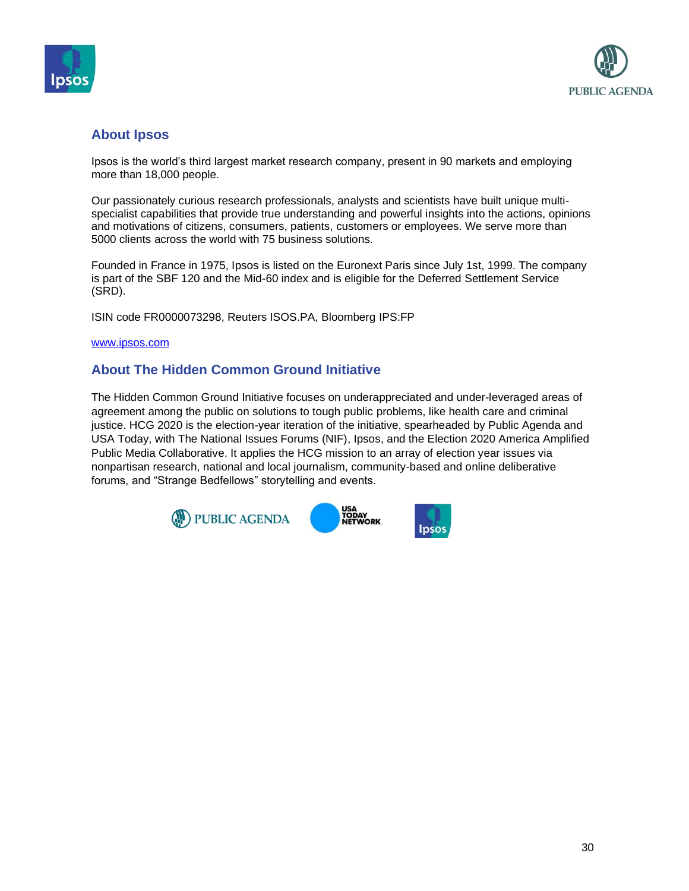## About Ipsos

Ipsos is the world's third largest market research company, present in 90 markets and employing more than 18,000 people.

Our passionately curious research professionals, analysts and scientists have built unique multi-specialist capabilities that provide true understanding and powerful insights into the actions, opinions and motivations of citizens, consumers, patients, customers or employees. We serve more than 5000 clients across the world with 75 business solutions.

Founded in France in 1975, Ipsos is listed on the Euronext Paris since July 1st, 1999. The company is part of the SBF 120 and the Mid-60 index and is eligible for the Deferred Settlement Service (SRD).

ISIN code FR0000073298, Reuters ISOS.PA, Bloomberg IPS:FP

www.ipsos.com

## About The Hidden Common Ground Initiative

The Hidden Common Ground Initiative focuses on underappreciated and under-leveraged areas of agreement among the public on solutions to tough public problems, like health care and criminal justice. HCG 2020 is the election-year iteration of the initiative, spearheaded by Public Agenda and USA Today, with The National Issues Forums (NIF), Ipsos, and the Election 2020 America Amplified Public Media Collaborative. It applies the HCG mission to an array of election year issues via nonpartisan research, national and local journalism, community-based and online deliberative forums, and "Strange Bedfellows" storytelling and events.